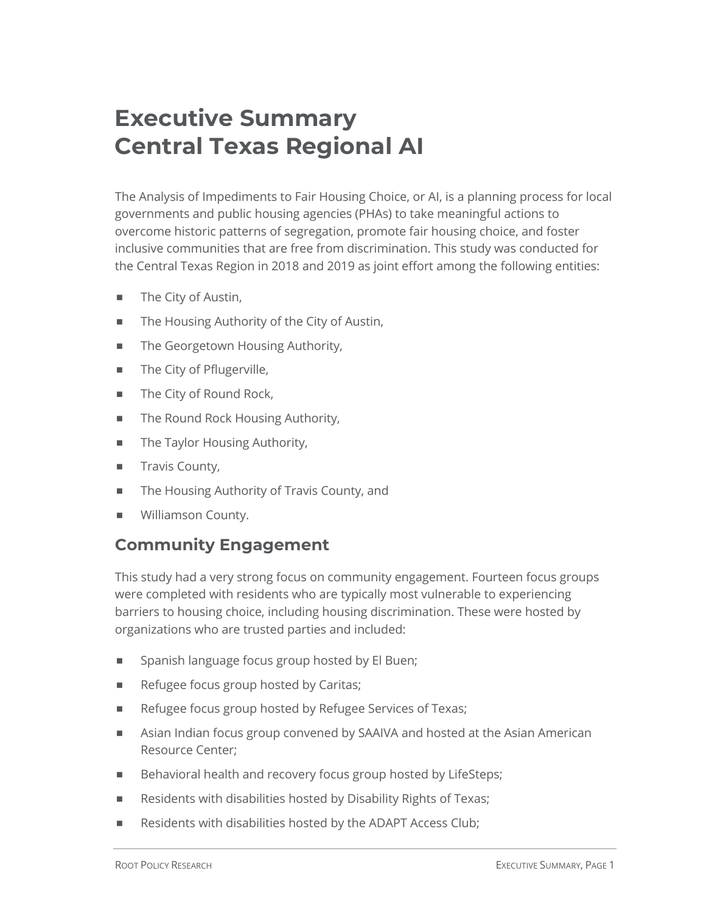# Executive Summary
# Central Texas Regional AI

The Analysis of Impediments to Fair Housing Choice, or AI, is a planning process for local governments and public housing agencies (PHAs) to take meaningful actions to overcome historic patterns of segregation, promote fair housing choice, and foster inclusive communities that are free from discrimination. This study was conducted for the Central Texas Region in 2018 and 2019 as joint effort among the following entities:

- The City of Austin,
- The Housing Authority of the City of Austin,
- The Georgetown Housing Authority,
- The City of Pflugerville,
- The City of Round Rock,
- The Round Rock Housing Authority,
- The Taylor Housing Authority,
- Travis County,
- The Housing Authority of Travis County, and
- Williamson County.

## Community Engagement

This study had a very strong focus on community engagement. Fourteen focus groups were completed with residents who are typically most vulnerable to experiencing barriers to housing choice, including housing discrimination. These were hosted by organizations who are trusted parties and included:

- Spanish language focus group hosted by El Buen;
- Refugee focus group hosted by Caritas;
- Refugee focus group hosted by Refugee Services of Texas;
- Asian Indian focus group convened by SAAIVA and hosted at the Asian American Resource Center;
- Behavioral health and recovery focus group hosted by LifeSteps;
- Residents with disabilities hosted by Disability Rights of Texas;
- Residents with disabilities hosted by the ADAPT Access Club;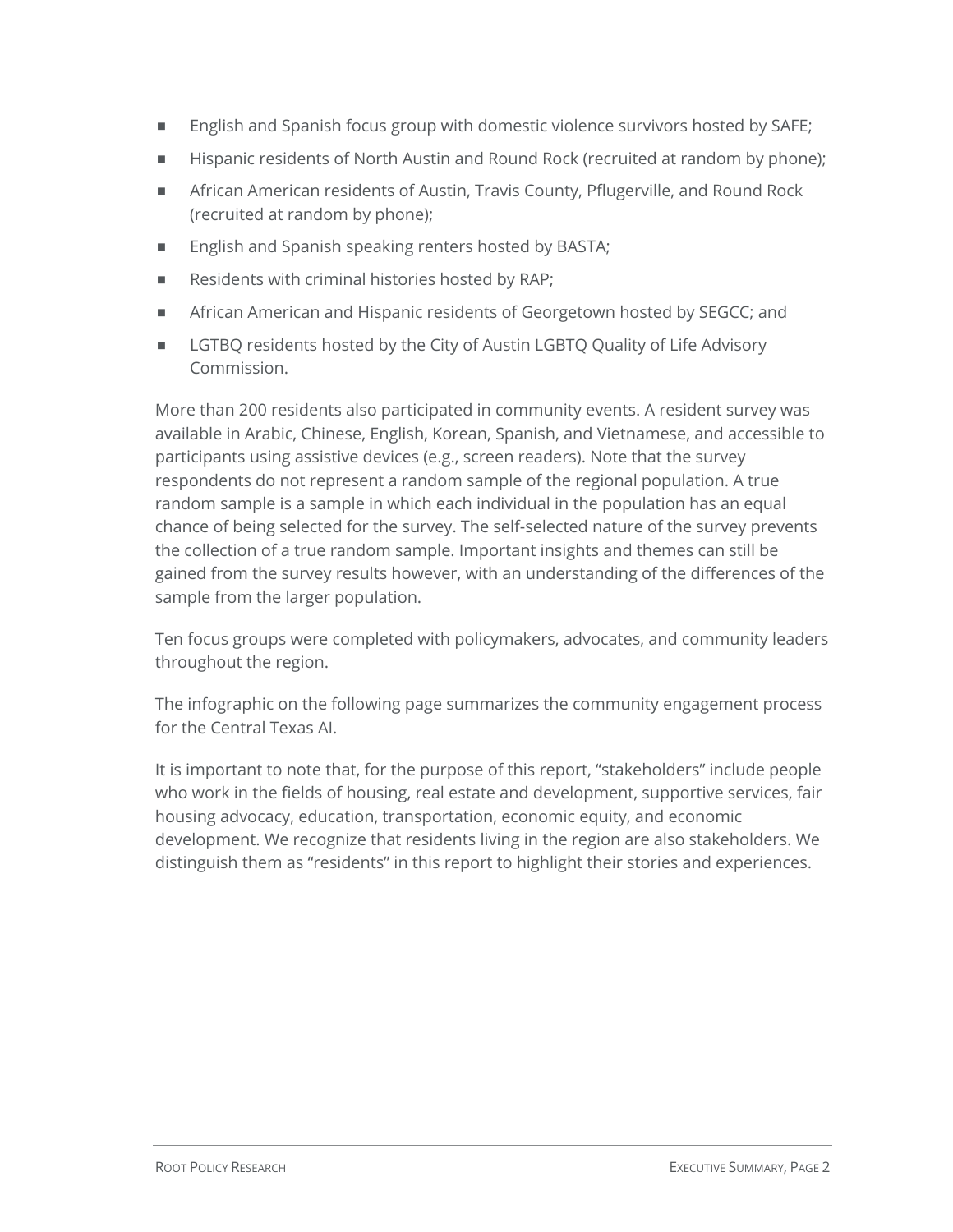- English and Spanish focus group with domestic violence survivors hosted by SAFE;
- Hispanic residents of North Austin and Round Rock (recruited at random by phone);
- African American residents of Austin, Travis County, Pflugerville, and Round Rock (recruited at random by phone);
- English and Spanish speaking renters hosted by BASTA;
- Residents with criminal histories hosted by RAP;
- African American and Hispanic residents of Georgetown hosted by SEGCC; and
- LGTBQ residents hosted by the City of Austin LGBTQ Quality of Life Advisory Commission.

More than 200 residents also participated in community events. A resident survey was available in Arabic, Chinese, English, Korean, Spanish, and Vietnamese, and accessible to participants using assistive devices (e.g., screen readers). Note that the survey respondents do not represent a random sample of the regional population. A true random sample is a sample in which each individual in the population has an equal chance of being selected for the survey. The self-selected nature of the survey prevents the collection of a true random sample. Important insights and themes can still be gained from the survey results however, with an understanding of the differences of the sample from the larger population.

Ten focus groups were completed with policymakers, advocates, and community leaders throughout the region.

The infographic on the following page summarizes the community engagement process for the Central Texas AI.

It is important to note that, for the purpose of this report, "stakeholders" include people who work in the fields of housing, real estate and development, supportive services, fair housing advocacy, education, transportation, economic equity, and economic development. We recognize that residents living in the region are also stakeholders. We distinguish them as "residents" in this report to highlight their stories and experiences.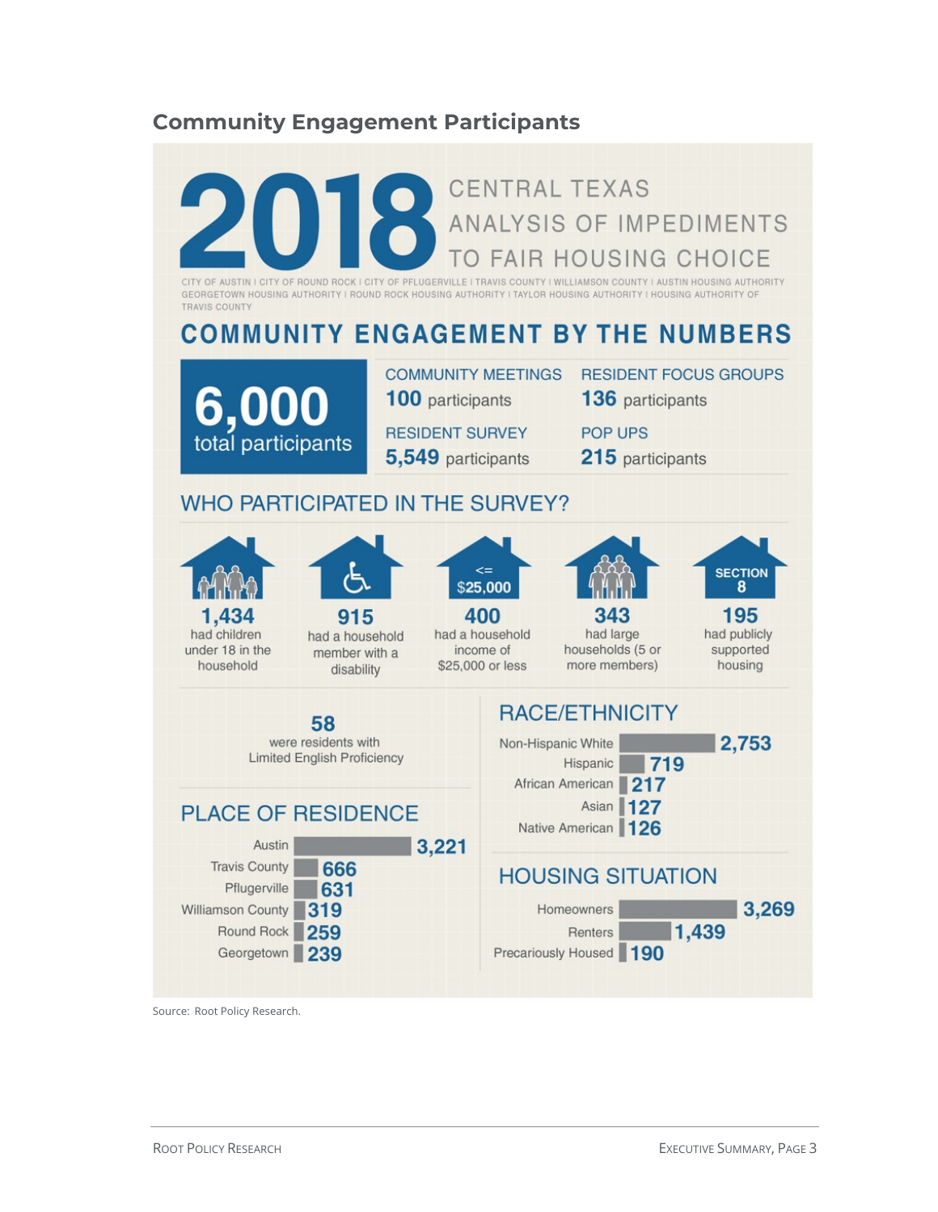## Community Engagement Participants

# 2018 CENTRAL TEXAS ANALYSIS OF IMPEDIMENTS TO FAIR HOUSING CHOICE

CITY OF AUSTIN | CITY OF ROUND ROCK | CITY OF PFLUGERVILLE | TRAVIS COUNTY | WILLIAMSON COUNTY | AUSTIN HOUSING AUTHORITY GEORGETOWN HOUSING AUTHORITY | ROUND ROCK HOUSING AUTHORITY | TAYLOR HOUSING AUTHORITY | HOUSING AUTHORITY OF TRAVIS COUNTY

## COMMUNITY ENGAGEMENT BY THE NUMBERS

**6,000** total participants

- COMMUNITY MEETINGS: **100** participants
- RESIDENT FOCUS GROUPS: **136** participants
- RESIDENT SURVEY: **5,549** participants
- POP UPS: **215** participants

### WHO PARTICIPATED IN THE SURVEY?

- **1,434** had children under 18 in the household
- **915** had a household member with a disability
- **400** had a household income of $25,000 or less
- **343** had large households (5 or more members)
- **195** had publicly supported housing
- **58** were residents with Limited English Proficiency

### PLACE OF RESIDENCE

| Place | Participants |
|---|---|
| Austin | 3,221 |
| Travis County | 666 |
| Pflugerville | 631 |
| Williamson County | 319 |
| Round Rock | 259 |
| Georgetown | 239 |

### RACE/ETHNICITY

| Race/Ethnicity | Participants |
|---|---|
| Non-Hispanic White | 2,753 |
| Hispanic | 719 |
| African American | 217 |
| Asian | 127 |
| Native American | 126 |

### HOUSING SITUATION

| Housing Situation | Participants |
|---|---|
| Homeowners | 3,269 |
| Renters | 1,439 |
| Precariously Housed | 190 |

Source: Root Policy Research.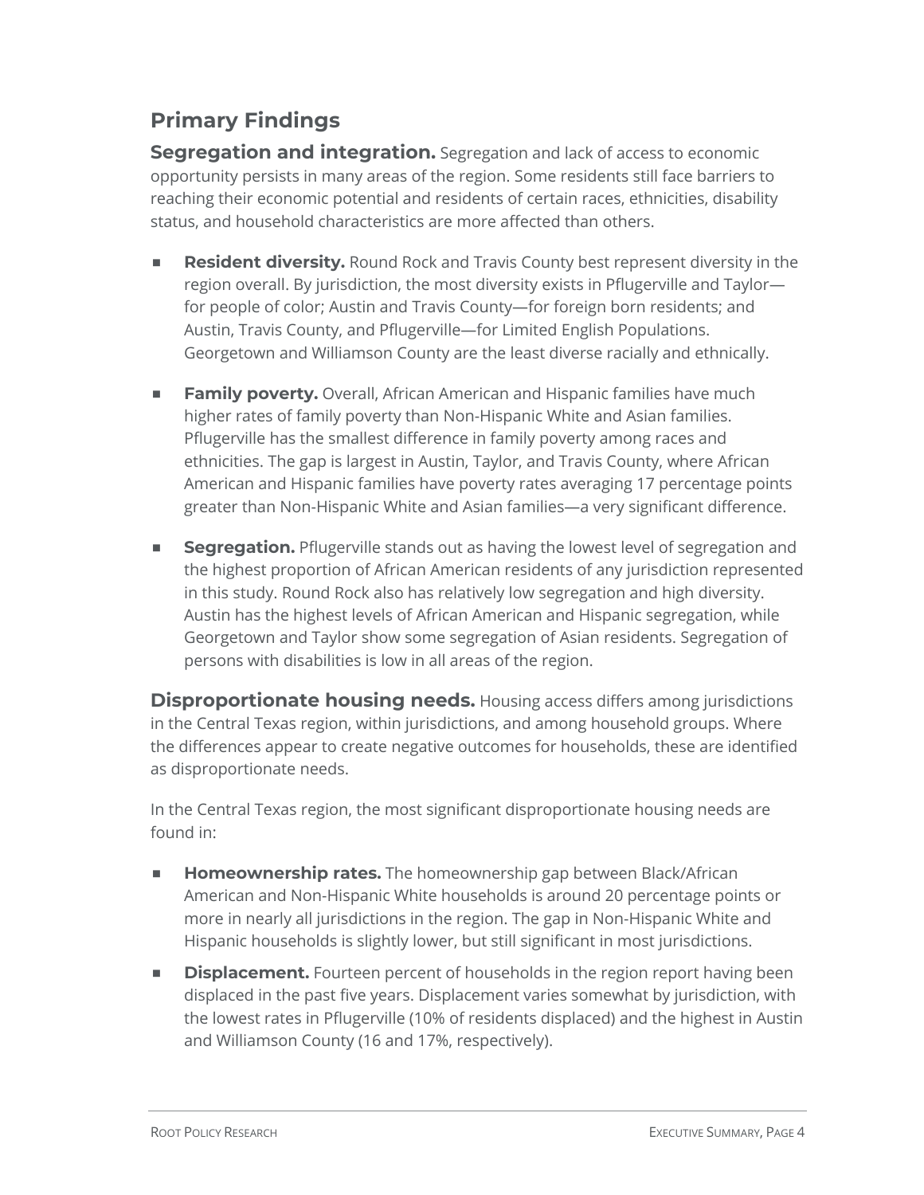## Primary Findings

**Segregation and integration.** Segregation and lack of access to economic opportunity persists in many areas of the region. Some residents still face barriers to reaching their economic potential and residents of certain races, ethnicities, disability status, and household characteristics are more affected than others.

- **Resident diversity.** Round Rock and Travis County best represent diversity in the region overall. By jurisdiction, the most diversity exists in Pflugerville and Taylor—for people of color; Austin and Travis County—for foreign born residents; and Austin, Travis County, and Pflugerville—for Limited English Populations. Georgetown and Williamson County are the least diverse racially and ethnically.

- **Family poverty.** Overall, African American and Hispanic families have much higher rates of family poverty than Non-Hispanic White and Asian families. Pflugerville has the smallest difference in family poverty among races and ethnicities. The gap is largest in Austin, Taylor, and Travis County, where African American and Hispanic families have poverty rates averaging 17 percentage points greater than Non-Hispanic White and Asian families—a very significant difference.

- **Segregation.** Pflugerville stands out as having the lowest level of segregation and the highest proportion of African American residents of any jurisdiction represented in this study. Round Rock also has relatively low segregation and high diversity. Austin has the highest levels of African American and Hispanic segregation, while Georgetown and Taylor show some segregation of Asian residents. Segregation of persons with disabilities is low in all areas of the region.

**Disproportionate housing needs.** Housing access differs among jurisdictions in the Central Texas region, within jurisdictions, and among household groups. Where the differences appear to create negative outcomes for households, these are identified as disproportionate needs.

In the Central Texas region, the most significant disproportionate housing needs are found in:

- **Homeownership rates.** The homeownership gap between Black/African American and Non-Hispanic White households is around 20 percentage points or more in nearly all jurisdictions in the region. The gap in Non-Hispanic White and Hispanic households is slightly lower, but still significant in most jurisdictions.
- **Displacement.** Fourteen percent of households in the region report having been displaced in the past five years. Displacement varies somewhat by jurisdiction, with the lowest rates in Pflugerville (10% of residents displaced) and the highest in Austin and Williamson County (16 and 17%, respectively).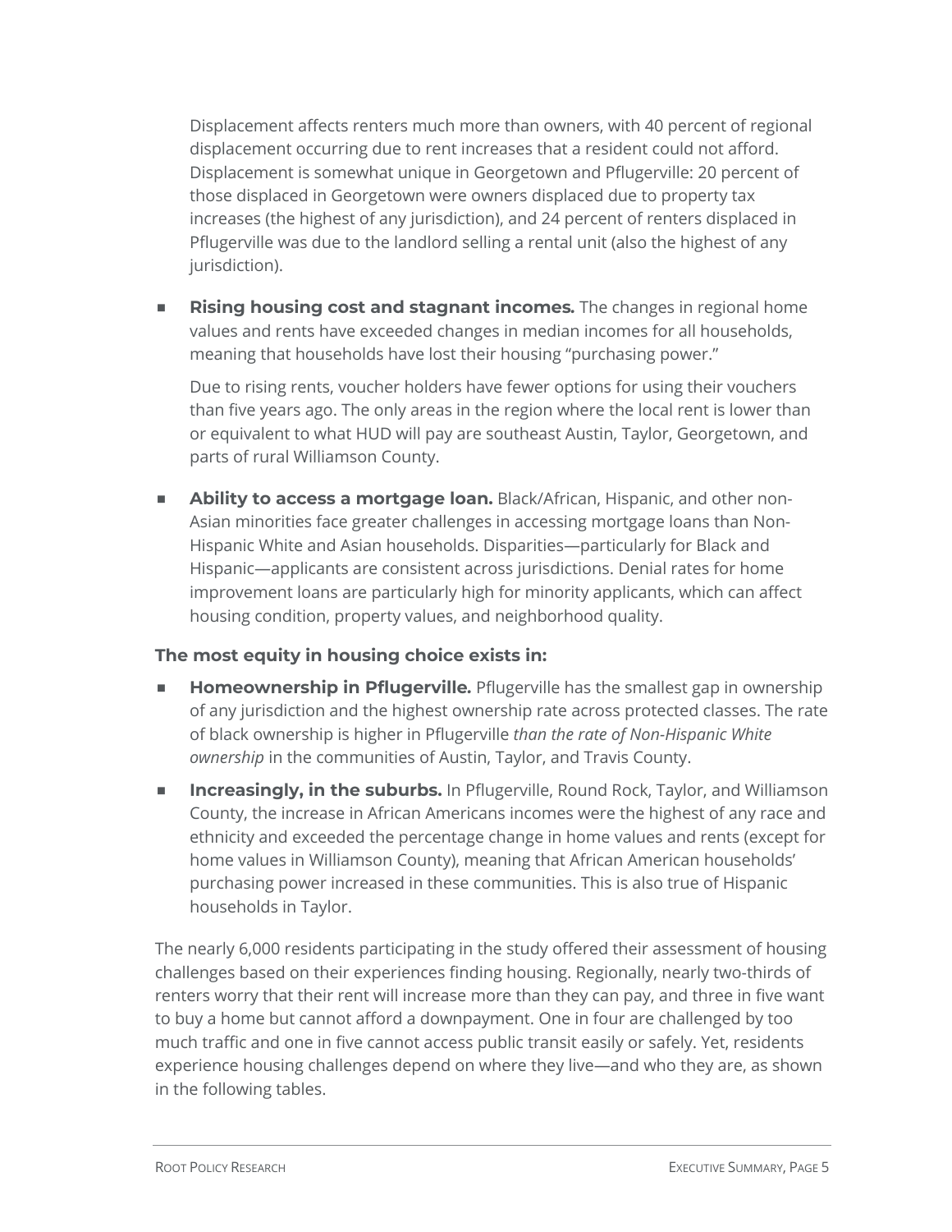Displacement affects renters much more than owners, with 40 percent of regional displacement occurring due to rent increases that a resident could not afford. Displacement is somewhat unique in Georgetown and Pflugerville: 20 percent of those displaced in Georgetown were owners displaced due to property tax increases (the highest of any jurisdiction), and 24 percent of renters displaced in Pflugerville was due to the landlord selling a rental unit (also the highest of any jurisdiction).

- **Rising housing cost and stagnant incomes.** The changes in regional home values and rents have exceeded changes in median incomes for all households, meaning that households have lost their housing "purchasing power."

  Due to rising rents, voucher holders have fewer options for using their vouchers than five years ago. The only areas in the region where the local rent is lower than or equivalent to what HUD will pay are southeast Austin, Taylor, Georgetown, and parts of rural Williamson County.

- **Ability to access a mortgage loan.** Black/African, Hispanic, and other non-Asian minorities face greater challenges in accessing mortgage loans than Non-Hispanic White and Asian households. Disparities—particularly for Black and Hispanic—applicants are consistent across jurisdictions. Denial rates for home improvement loans are particularly high for minority applicants, which can affect housing condition, property values, and neighborhood quality.

**The most equity in housing choice exists in:**

- **Homeownership in Pflugerville.** Pflugerville has the smallest gap in ownership of any jurisdiction and the highest ownership rate across protected classes. The rate of black ownership is higher in Pflugerville *than the rate of Non-Hispanic White ownership* in the communities of Austin, Taylor, and Travis County.
- **Increasingly, in the suburbs.** In Pflugerville, Round Rock, Taylor, and Williamson County, the increase in African Americans incomes were the highest of any race and ethnicity and exceeded the percentage change in home values and rents (except for home values in Williamson County), meaning that African American households' purchasing power increased in these communities. This is also true of Hispanic households in Taylor.

The nearly 6,000 residents participating in the study offered their assessment of housing challenges based on their experiences finding housing. Regionally, nearly two-thirds of renters worry that their rent will increase more than they can pay, and three in five want to buy a home but cannot afford a downpayment. One in four are challenged by too much traffic and one in five cannot access public transit easily or safely. Yet, residents experience housing challenges depend on where they live—and who they are, as shown in the following tables.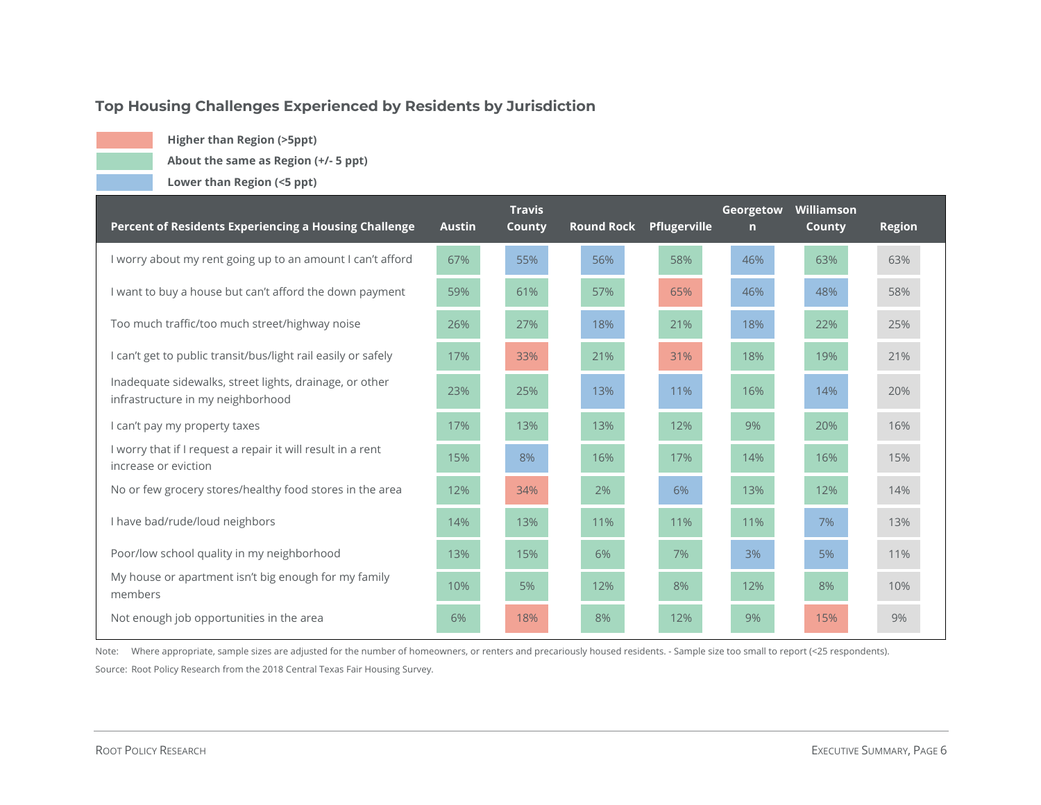### Top Housing Challenges Experienced by Residents by Jurisdiction

- Higher than Region (>5ppt)
- About the same as Region (+/- 5 ppt)
- Lower than Region (<5 ppt)

| Percent of Residents Experiencing a Housing Challenge | Austin | Travis County | Round Rock | Pflugerville | Georgetown | Williamson County | Region |
|---|---|---|---|---|---|---|---|
| I worry about my rent going up to an amount I can't afford | 67% | 55% | 56% | 58% | 46% | 63% | 63% |
| I want to buy a house but can't afford the down payment | 59% | 61% | 57% | 65% | 46% | 48% | 58% |
| Too much traffic/too much street/highway noise | 26% | 27% | 18% | 21% | 18% | 22% | 25% |
| I can't get to public transit/bus/light rail easily or safely | 17% | 33% | 21% | 31% | 18% | 19% | 21% |
| Inadequate sidewalks, street lights, drainage, or other infrastructure in my neighborhood | 23% | 25% | 13% | 11% | 16% | 14% | 20% |
| I can't pay my property taxes | 17% | 13% | 13% | 12% | 9% | 20% | 16% |
| I worry that if I request a repair it will result in a rent increase or eviction | 15% | 8% | 16% | 17% | 14% | 16% | 15% |
| No or few grocery stores/healthy food stores in the area | 12% | 34% | 2% | 6% | 13% | 12% | 14% |
| I have bad/rude/loud neighbors | 14% | 13% | 11% | 11% | 11% | 7% | 13% |
| Poor/low school quality in my neighborhood | 13% | 15% | 6% | 7% | 3% | 5% | 11% |
| My house or apartment isn't big enough for my family members | 10% | 5% | 12% | 8% | 12% | 8% | 10% |
| Not enough job opportunities in the area | 6% | 18% | 8% | 12% | 9% | 15% | 9% |

Note: Where appropriate, sample sizes are adjusted for the number of homeowners, or renters and precariously housed residents. - Sample size too small to report (<25 respondents).

Source: Root Policy Research from the 2018 Central Texas Fair Housing Survey.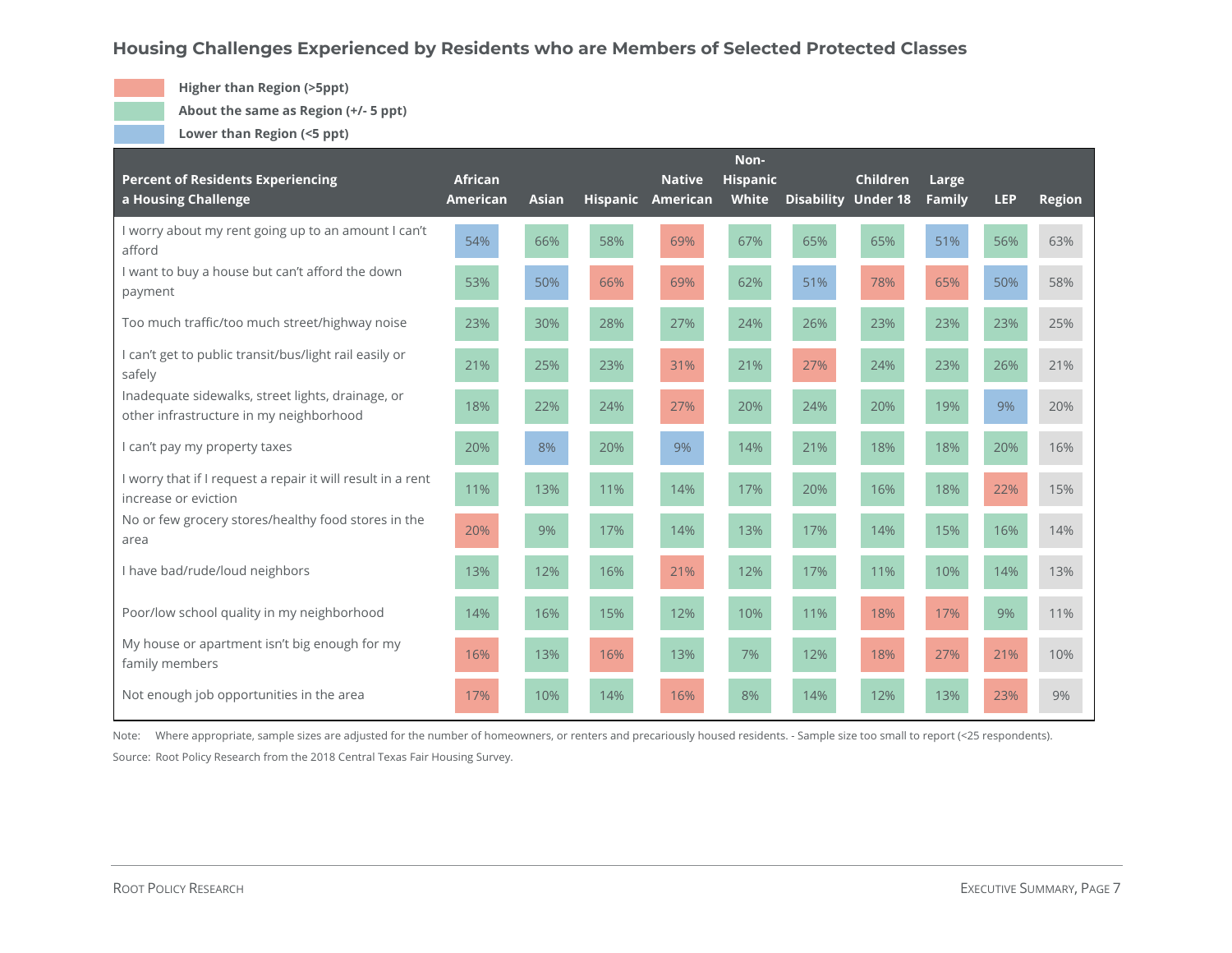## Housing Challenges Experienced by Residents who are Members of Selected Protected Classes

Higher than Region (>5ppt)
About the same as Region (+/- 5 ppt)
Lower than Region (<5 ppt)

| Percent of Residents Experiencing a Housing Challenge | African American | Asian | Hispanic | Native American | Non-Hispanic White | Disability | Children Under 18 | Large Family | LEP | Region |
|---|---|---|---|---|---|---|---|---|---|---|
| I worry about my rent going up to an amount I can't afford | 54% | 66% | 58% | 69% | 67% | 65% | 65% | 51% | 56% | 63% |
| I want to buy a house but can't afford the down payment | 53% | 50% | 66% | 69% | 62% | 51% | 78% | 65% | 50% | 58% |
| Too much traffic/too much street/highway noise | 23% | 30% | 28% | 27% | 24% | 26% | 23% | 23% | 23% | 25% |
| I can't get to public transit/bus/light rail easily or safely | 21% | 25% | 23% | 31% | 21% | 27% | 24% | 23% | 26% | 21% |
| Inadequate sidewalks, street lights, drainage, or other infrastructure in my neighborhood | 18% | 22% | 24% | 27% | 20% | 24% | 20% | 19% | 9% | 20% |
| I can't pay my property taxes | 20% | 8% | 20% | 9% | 14% | 21% | 18% | 18% | 20% | 16% |
| I worry that if I request a repair it will result in a rent increase or eviction | 11% | 13% | 11% | 14% | 17% | 20% | 16% | 18% | 22% | 15% |
| No or few grocery stores/healthy food stores in the area | 20% | 9% | 17% | 14% | 13% | 17% | 14% | 15% | 16% | 14% |
| I have bad/rude/loud neighbors | 13% | 12% | 16% | 21% | 12% | 17% | 11% | 10% | 14% | 13% |
| Poor/low school quality in my neighborhood | 14% | 16% | 15% | 12% | 10% | 11% | 18% | 17% | 9% | 11% |
| My house or apartment isn't big enough for my family members | 16% | 13% | 16% | 13% | 7% | 12% | 18% | 27% | 21% | 10% |
| Not enough job opportunities in the area | 17% | 10% | 14% | 16% | 8% | 14% | 12% | 13% | 23% | 9% |

Note: Where appropriate, sample sizes are adjusted for the number of homeowners, or renters and precariously housed residents. - Sample size too small to report (<25 respondents).

Source: Root Policy Research from the 2018 Central Texas Fair Housing Survey.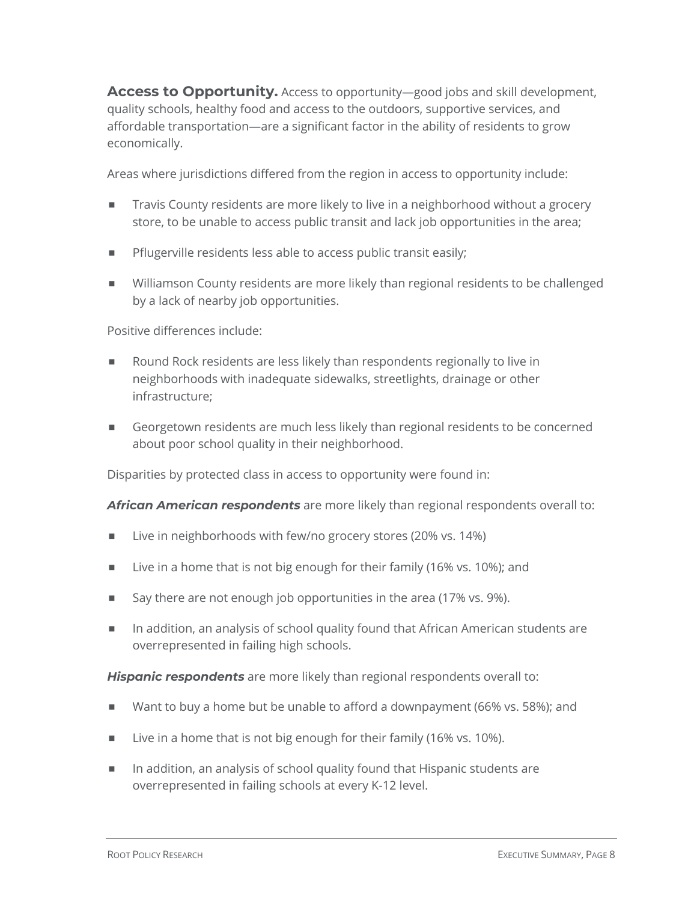**Access to Opportunity.** Access to opportunity—good jobs and skill development, quality schools, healthy food and access to the outdoors, supportive services, and affordable transportation—are a significant factor in the ability of residents to grow economically.

Areas where jurisdictions differed from the region in access to opportunity include:

- Travis County residents are more likely to live in a neighborhood without a grocery store, to be unable to access public transit and lack job opportunities in the area;
- Pflugerville residents less able to access public transit easily;
- Williamson County residents are more likely than regional residents to be challenged by a lack of nearby job opportunities.

Positive differences include:

- Round Rock residents are less likely than respondents regionally to live in neighborhoods with inadequate sidewalks, streetlights, drainage or other infrastructure;
- Georgetown residents are much less likely than regional residents to be concerned about poor school quality in their neighborhood.

Disparities by protected class in access to opportunity were found in:

***African American respondents*** are more likely than regional respondents overall to:

- Live in neighborhoods with few/no grocery stores (20% vs. 14%)
- Live in a home that is not big enough for their family (16% vs. 10%); and
- Say there are not enough job opportunities in the area (17% vs. 9%).
- In addition, an analysis of school quality found that African American students are overrepresented in failing high schools.

***Hispanic respondents*** are more likely than regional respondents overall to:

- Want to buy a home but be unable to afford a downpayment (66% vs. 58%); and
- Live in a home that is not big enough for their family (16% vs. 10%).
- In addition, an analysis of school quality found that Hispanic students are overrepresented in failing schools at every K-12 level.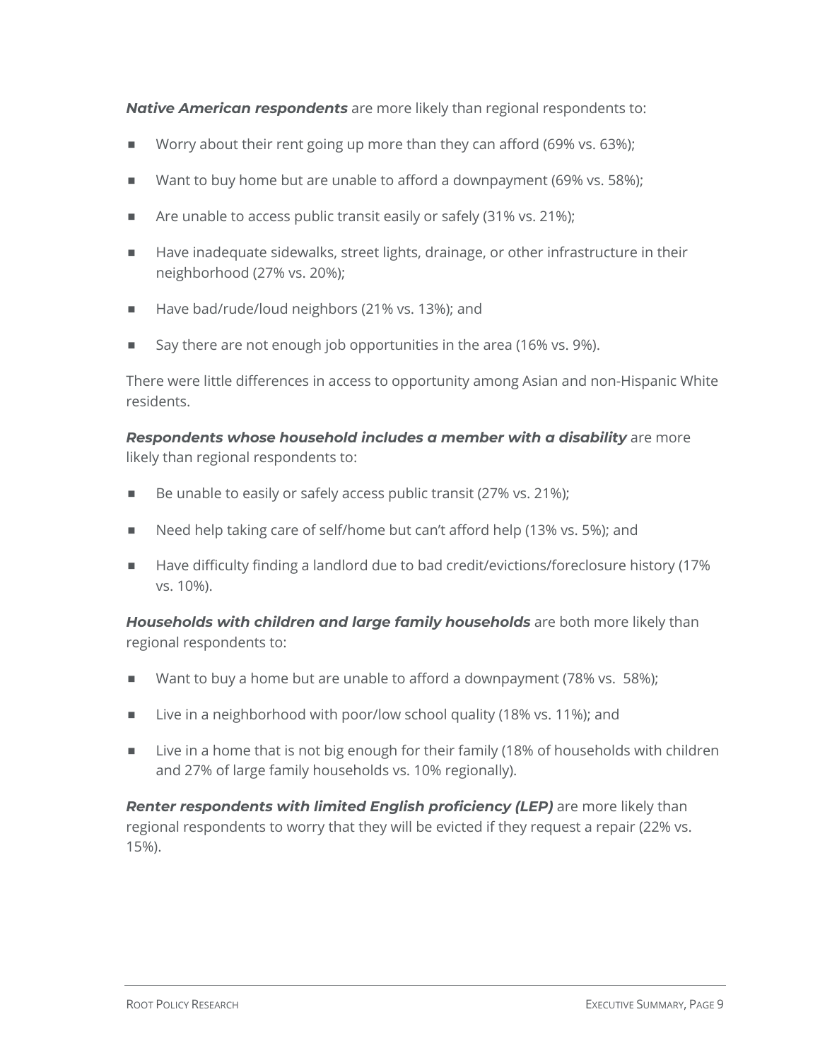***Native American respondents*** are more likely than regional respondents to:

- Worry about their rent going up more than they can afford (69% vs. 63%);
- Want to buy home but are unable to afford a downpayment (69% vs. 58%);
- Are unable to access public transit easily or safely (31% vs. 21%);
- Have inadequate sidewalks, street lights, drainage, or other infrastructure in their neighborhood (27% vs. 20%);
- Have bad/rude/loud neighbors (21% vs. 13%); and
- Say there are not enough job opportunities in the area (16% vs. 9%).

There were little differences in access to opportunity among Asian and non-Hispanic White residents.

***Respondents whose household includes a member with a disability*** are more likely than regional respondents to:

- Be unable to easily or safely access public transit (27% vs. 21%);
- Need help taking care of self/home but can't afford help (13% vs. 5%); and
- Have difficulty finding a landlord due to bad credit/evictions/foreclosure history (17% vs. 10%).

***Households with children and large family households*** are both more likely than regional respondents to:

- Want to buy a home but are unable to afford a downpayment (78% vs. 58%);
- Live in a neighborhood with poor/low school quality (18% vs. 11%); and
- Live in a home that is not big enough for their family (18% of households with children and 27% of large family households vs. 10% regionally).

***Renter respondents with limited English proficiency (LEP)*** are more likely than regional respondents to worry that they will be evicted if they request a repair (22% vs. 15%).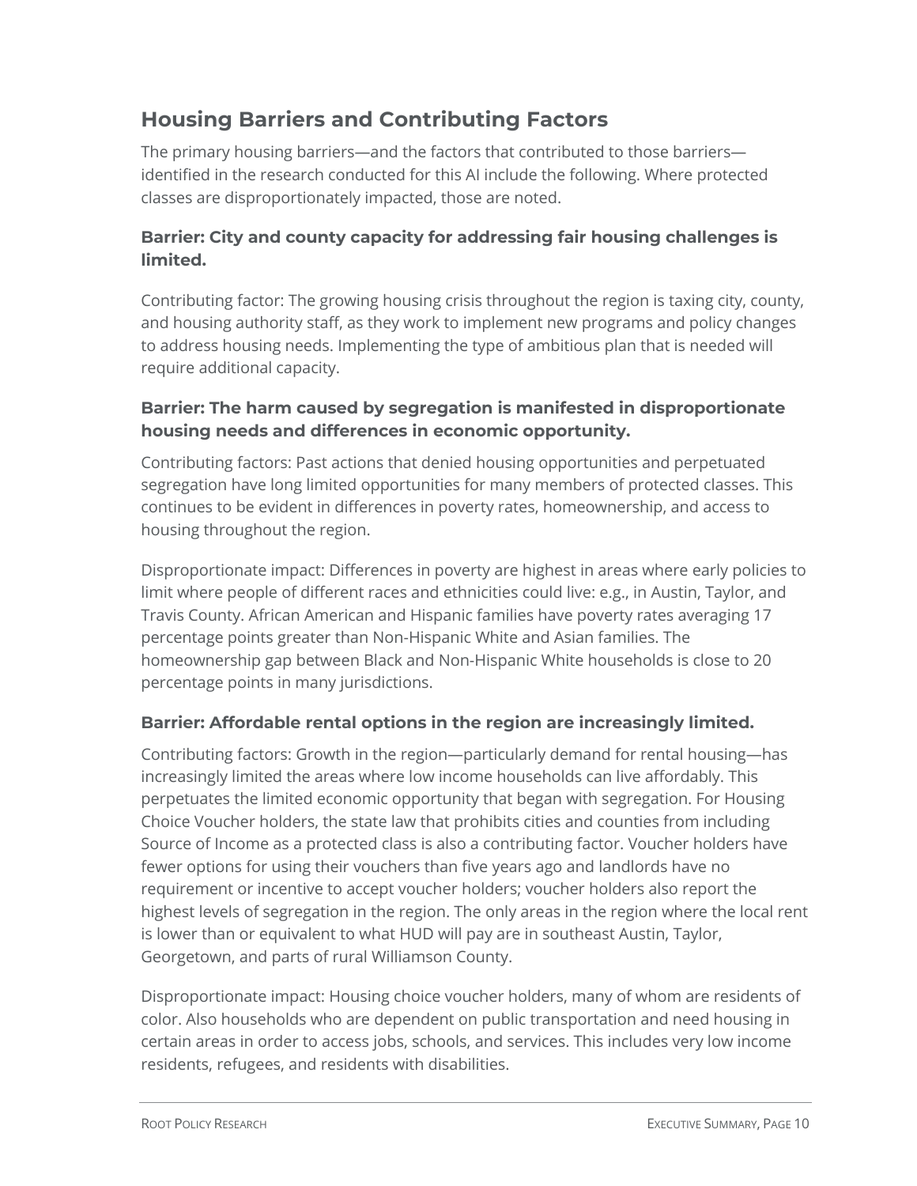## Housing Barriers and Contributing Factors

The primary housing barriers—and the factors that contributed to those barriers—identified in the research conducted for this AI include the following. Where protected classes are disproportionately impacted, those are noted.

### Barrier: City and county capacity for addressing fair housing challenges is limited.

Contributing factor: The growing housing crisis throughout the region is taxing city, county, and housing authority staff, as they work to implement new programs and policy changes to address housing needs. Implementing the type of ambitious plan that is needed will require additional capacity.

### Barrier: The harm caused by segregation is manifested in disproportionate housing needs and differences in economic opportunity.

Contributing factors: Past actions that denied housing opportunities and perpetuated segregation have long limited opportunities for many members of protected classes. This continues to be evident in differences in poverty rates, homeownership, and access to housing throughout the region.

Disproportionate impact: Differences in poverty are highest in areas where early policies to limit where people of different races and ethnicities could live: e.g., in Austin, Taylor, and Travis County. African American and Hispanic families have poverty rates averaging 17 percentage points greater than Non-Hispanic White and Asian families. The homeownership gap between Black and Non-Hispanic White households is close to 20 percentage points in many jurisdictions.

### Barrier: Affordable rental options in the region are increasingly limited.

Contributing factors: Growth in the region—particularly demand for rental housing—has increasingly limited the areas where low income households can live affordably. This perpetuates the limited economic opportunity that began with segregation. For Housing Choice Voucher holders, the state law that prohibits cities and counties from including Source of Income as a protected class is also a contributing factor. Voucher holders have fewer options for using their vouchers than five years ago and landlords have no requirement or incentive to accept voucher holders; voucher holders also report the highest levels of segregation in the region. The only areas in the region where the local rent is lower than or equivalent to what HUD will pay are in southeast Austin, Taylor, Georgetown, and parts of rural Williamson County.

Disproportionate impact: Housing choice voucher holders, many of whom are residents of color. Also households who are dependent on public transportation and need housing in certain areas in order to access jobs, schools, and services. This includes very low income residents, refugees, and residents with disabilities.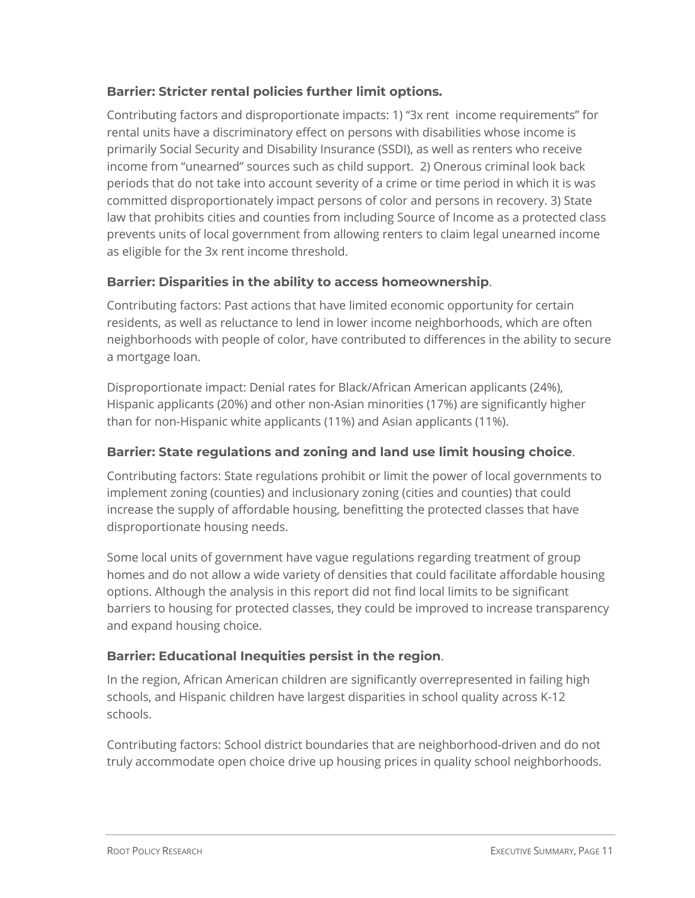**Barrier: Stricter rental policies further limit options.**

Contributing factors and disproportionate impacts: 1) "3x rent  income requirements" for rental units have a discriminatory effect on persons with disabilities whose income is primarily Social Security and Disability Insurance (SSDI), as well as renters who receive income from "unearned" sources such as child support.  2) Onerous criminal look back periods that do not take into account severity of a crime or time period in which it is was committed disproportionately impact persons of color and persons in recovery. 3) State law that prohibits cities and counties from including Source of Income as a protected class prevents units of local government from allowing renters to claim legal unearned income as eligible for the 3x rent income threshold.

**Barrier: Disparities in the ability to access homeownership**.

Contributing factors: Past actions that have limited economic opportunity for certain residents, as well as reluctance to lend in lower income neighborhoods, which are often neighborhoods with people of color, have contributed to differences in the ability to secure a mortgage loan.

Disproportionate impact: Denial rates for Black/African American applicants (24%), Hispanic applicants (20%) and other non-Asian minorities (17%) are significantly higher than for non-Hispanic white applicants (11%) and Asian applicants (11%).

**Barrier: State regulations and zoning and land use limit housing choice**.

Contributing factors: State regulations prohibit or limit the power of local governments to implement zoning (counties) and inclusionary zoning (cities and counties) that could increase the supply of affordable housing, benefitting the protected classes that have disproportionate housing needs.

Some local units of government have vague regulations regarding treatment of group homes and do not allow a wide variety of densities that could facilitate affordable housing options. Although the analysis in this report did not find local limits to be significant barriers to housing for protected classes, they could be improved to increase transparency and expand housing choice.

**Barrier: Educational Inequities persist in the region**.

In the region, African American children are significantly overrepresented in failing high schools, and Hispanic children have largest disparities in school quality across K-12 schools.

Contributing factors: School district boundaries that are neighborhood-driven and do not truly accommodate open choice drive up housing prices in quality school neighborhoods.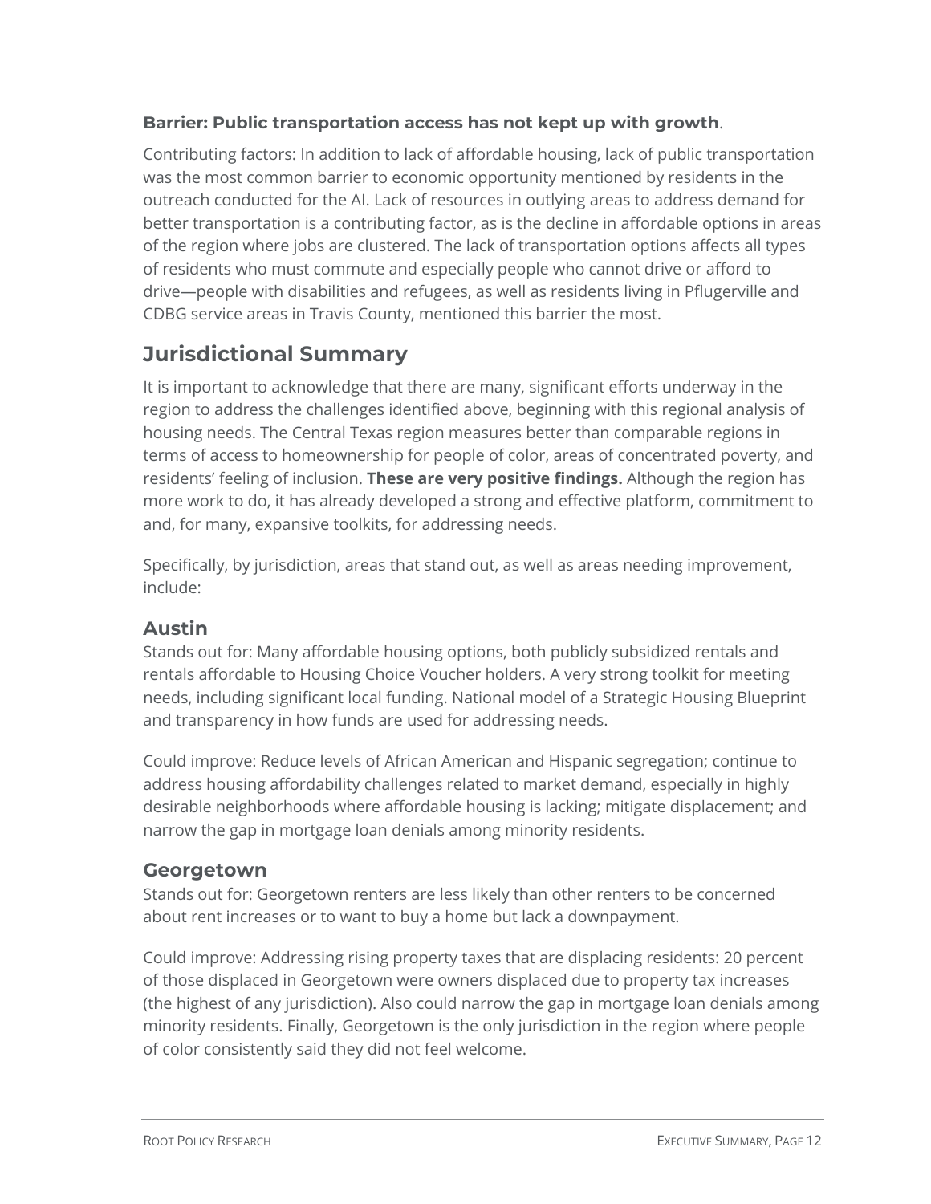**Barrier: Public transportation access has not kept up with growth**.

Contributing factors: In addition to lack of affordable housing, lack of public transportation was the most common barrier to economic opportunity mentioned by residents in the outreach conducted for the AI. Lack of resources in outlying areas to address demand for better transportation is a contributing factor, as is the decline in affordable options in areas of the region where jobs are clustered. The lack of transportation options affects all types of residents who must commute and especially people who cannot drive or afford to drive—people with disabilities and refugees, as well as residents living in Pflugerville and CDBG service areas in Travis County, mentioned this barrier the most.

## Jurisdictional Summary

It is important to acknowledge that there are many, significant efforts underway in the region to address the challenges identified above, beginning with this regional analysis of housing needs. The Central Texas region measures better than comparable regions in terms of access to homeownership for people of color, areas of concentrated poverty, and residents' feeling of inclusion. **These are very positive findings.** Although the region has more work to do, it has already developed a strong and effective platform, commitment to and, for many, expansive toolkits, for addressing needs.

Specifically, by jurisdiction, areas that stand out, as well as areas needing improvement, include:

### Austin

Stands out for: Many affordable housing options, both publicly subsidized rentals and rentals affordable to Housing Choice Voucher holders. A very strong toolkit for meeting needs, including significant local funding. National model of a Strategic Housing Blueprint and transparency in how funds are used for addressing needs.

Could improve: Reduce levels of African American and Hispanic segregation; continue to address housing affordability challenges related to market demand, especially in highly desirable neighborhoods where affordable housing is lacking; mitigate displacement; and narrow the gap in mortgage loan denials among minority residents.

### Georgetown

Stands out for: Georgetown renters are less likely than other renters to be concerned about rent increases or to want to buy a home but lack a downpayment.

Could improve: Addressing rising property taxes that are displacing residents: 20 percent of those displaced in Georgetown were owners displaced due to property tax increases (the highest of any jurisdiction). Also could narrow the gap in mortgage loan denials among minority residents. Finally, Georgetown is the only jurisdiction in the region where people of color consistently said they did not feel welcome.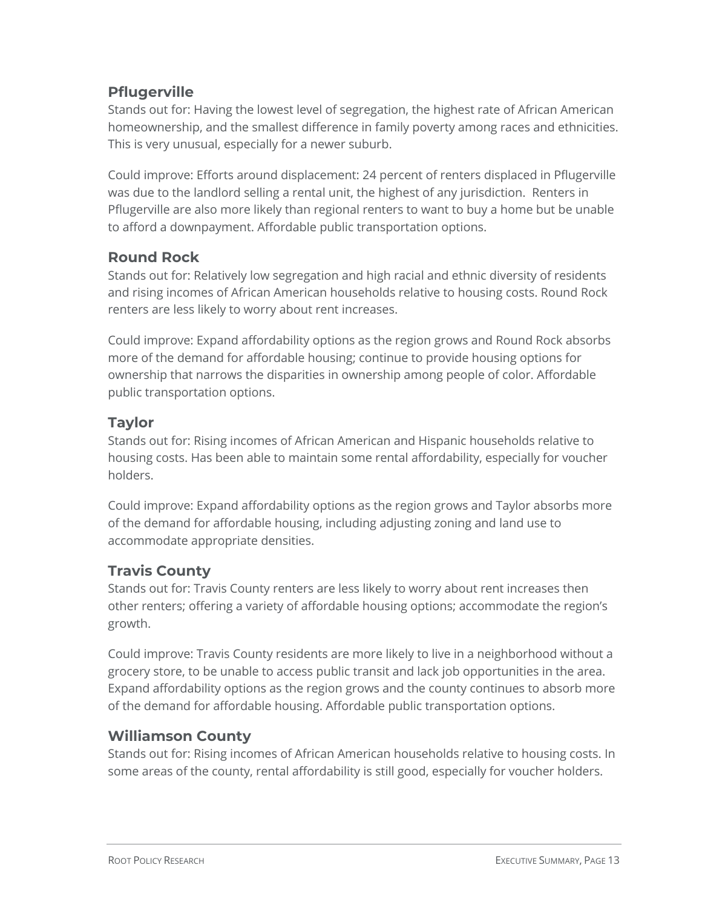### Pflugerville

Stands out for: Having the lowest level of segregation, the highest rate of African American homeownership, and the smallest difference in family poverty among races and ethnicities. This is very unusual, especially for a newer suburb.

Could improve: Efforts around displacement: 24 percent of renters displaced in Pflugerville was due to the landlord selling a rental unit, the highest of any jurisdiction. Renters in Pflugerville are also more likely than regional renters to want to buy a home but be unable to afford a downpayment. Affordable public transportation options.

### Round Rock

Stands out for: Relatively low segregation and high racial and ethnic diversity of residents and rising incomes of African American households relative to housing costs. Round Rock renters are less likely to worry about rent increases.

Could improve: Expand affordability options as the region grows and Round Rock absorbs more of the demand for affordable housing; continue to provide housing options for ownership that narrows the disparities in ownership among people of color. Affordable public transportation options.

### Taylor

Stands out for: Rising incomes of African American and Hispanic households relative to housing costs. Has been able to maintain some rental affordability, especially for voucher holders.

Could improve: Expand affordability options as the region grows and Taylor absorbs more of the demand for affordable housing, including adjusting zoning and land use to accommodate appropriate densities.

### Travis County

Stands out for: Travis County renters are less likely to worry about rent increases then other renters; offering a variety of affordable housing options; accommodate the region's growth.

Could improve: Travis County residents are more likely to live in a neighborhood without a grocery store, to be unable to access public transit and lack job opportunities in the area. Expand affordability options as the region grows and the county continues to absorb more of the demand for affordable housing. Affordable public transportation options.

### Williamson County

Stands out for: Rising incomes of African American households relative to housing costs. In some areas of the county, rental affordability is still good, especially for voucher holders.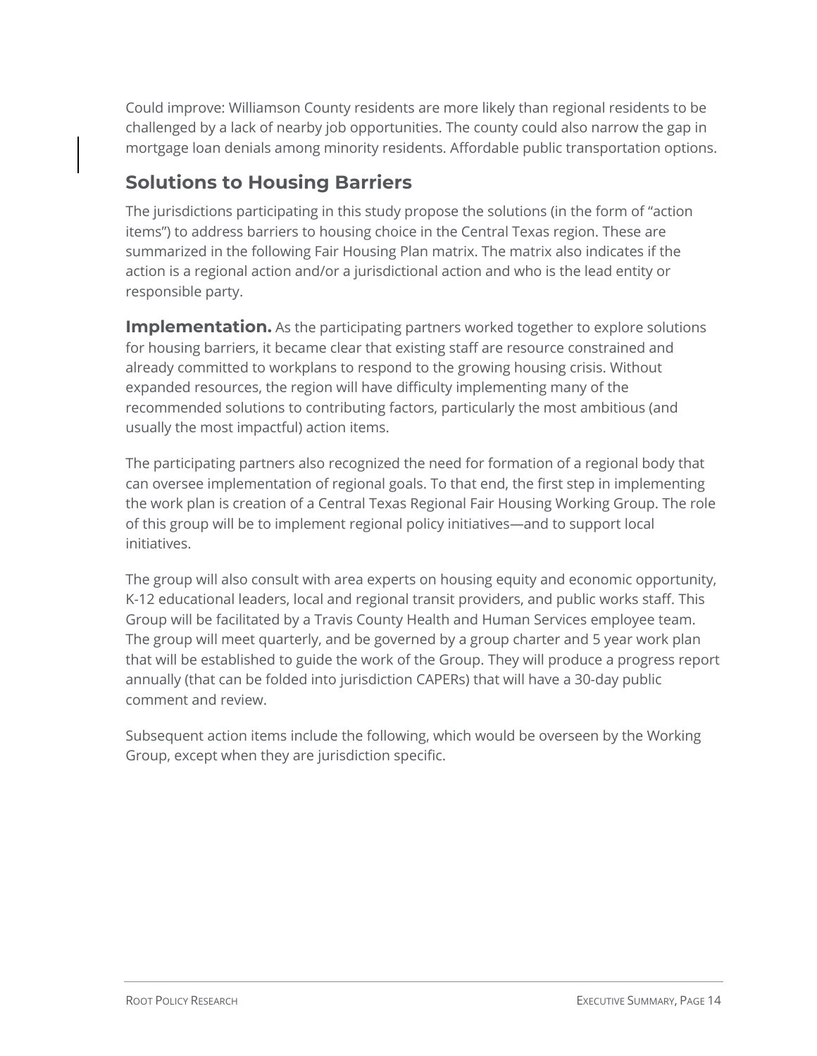Could improve: Williamson County residents are more likely than regional residents to be challenged by a lack of nearby job opportunities. The county could also narrow the gap in mortgage loan denials among minority residents. Affordable public transportation options.

## Solutions to Housing Barriers

The jurisdictions participating in this study propose the solutions (in the form of "action items") to address barriers to housing choice in the Central Texas region. These are summarized in the following Fair Housing Plan matrix. The matrix also indicates if the action is a regional action and/or a jurisdictional action and who is the lead entity or responsible party.

**Implementation.** As the participating partners worked together to explore solutions for housing barriers, it became clear that existing staff are resource constrained and already committed to workplans to respond to the growing housing crisis. Without expanded resources, the region will have difficulty implementing many of the recommended solutions to contributing factors, particularly the most ambitious (and usually the most impactful) action items.

The participating partners also recognized the need for formation of a regional body that can oversee implementation of regional goals. To that end, the first step in implementing the work plan is creation of a Central Texas Regional Fair Housing Working Group. The role of this group will be to implement regional policy initiatives—and to support local initiatives.

The group will also consult with area experts on housing equity and economic opportunity, K-12 educational leaders, local and regional transit providers, and public works staff. This Group will be facilitated by a Travis County Health and Human Services employee team. The group will meet quarterly, and be governed by a group charter and 5 year work plan that will be established to guide the work of the Group. They will produce a progress report annually (that can be folded into jurisdiction CAPERs) that will have a 30-day public comment and review.

Subsequent action items include the following, which would be overseen by the Working Group, except when they are jurisdiction specific.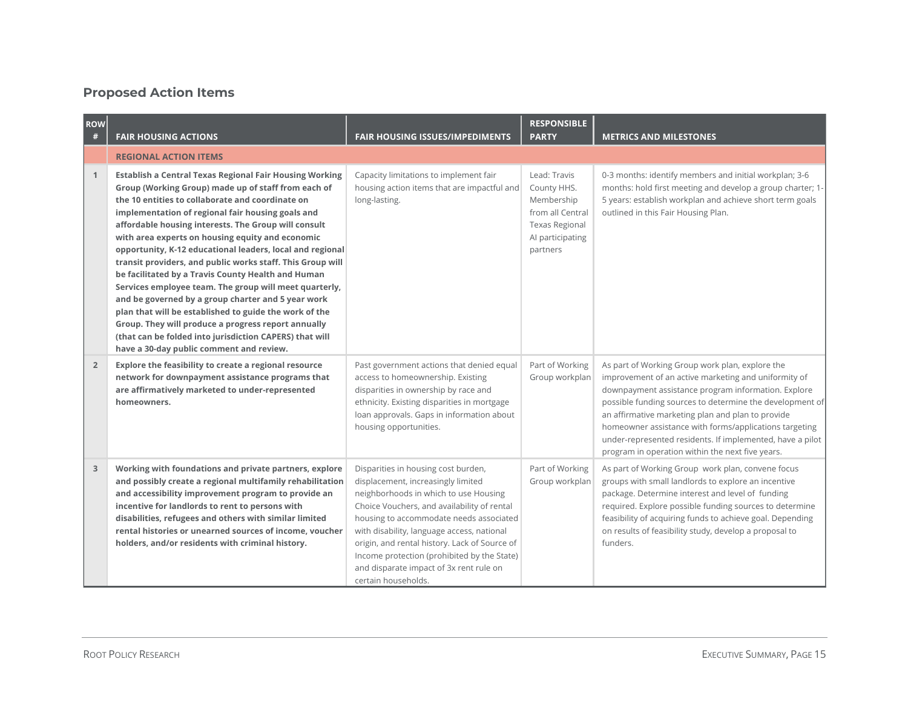## Proposed Action Items

| ROW # | FAIR HOUSING ACTIONS | FAIR HOUSING ISSUES/IMPEDIMENTS | RESPONSIBLE PARTY | METRICS AND MILESTONES |
|---|---|---|---|---|
| | **REGIONAL ACTION ITEMS** | | | |
| 1 | **Establish a Central Texas Regional Fair Housing Working Group (Working Group) made up of staff from each of the 10 entities to collaborate and coordinate on implementation of regional fair housing goals and affordable housing interests. The Group will consult with area experts on housing equity and economic opportunity, K-12 educational leaders, local and regional transit providers, and public works staff. This Group will be facilitated by a Travis County Health and Human Services employee team. The group will meet quarterly, and be governed by a group charter and 5 year work plan that will be established to guide the work of the Group. They will produce a progress report annually (that can be folded into jurisdiction CAPERS) that will have a 30-day public comment and review.** | Capacity limitations to implement fair housing action items that are impactful and long-lasting. | Lead: Travis County HHS. Membership from all Central Texas Regional AI participating partners | 0-3 months: identify members and initial workplan; 3-6 months: hold first meeting and develop a group charter; 1-5 years: establish workplan and achieve short term goals outlined in this Fair Housing Plan. |
| 2 | **Explore the feasibility to create a regional resource network for downpayment assistance programs that are affirmatively marketed to under-represented homeowners.** | Past government actions that denied equal access to homeownership. Existing disparities in ownership by race and ethnicity. Existing disparities in mortgage loan approvals. Gaps in information about housing opportunities. | Part of Working Group workplan | As part of Working Group work plan, explore the improvement of an active marketing and uniformity of downpayment assistance program information. Explore possible funding sources to determine the development of an affirmative marketing plan and plan to provide homeowner assistance with forms/applications targeting under-represented residents. If implemented, have a pilot program in operation within the next five years. |
| 3 | **Working with foundations and private partners, explore and possibly create a regional multifamily rehabilitation and accessibility improvement program to provide an incentive for landlords to rent to persons with disabilities, refugees and others with similar limited rental histories or unearned sources of income, voucher holders, and/or residents with criminal history.** | Disparities in housing cost burden, displacement, increasingly limited neighborhoods in which to use Housing Choice Vouchers, and availability of rental housing to accommodate needs associated with disability, language access, national origin, and rental history. Lack of Source of Income protection (prohibited by the State) and disparate impact of 3x rent rule on certain households. | Part of Working Group workplan | As part of Working Group work plan, convene focus groups with small landlords to explore an incentive package. Determine interest and level of funding required. Explore possible funding sources to determine feasibility of acquiring funds to achieve goal. Depending on results of feasibility study, develop a proposal to funders. |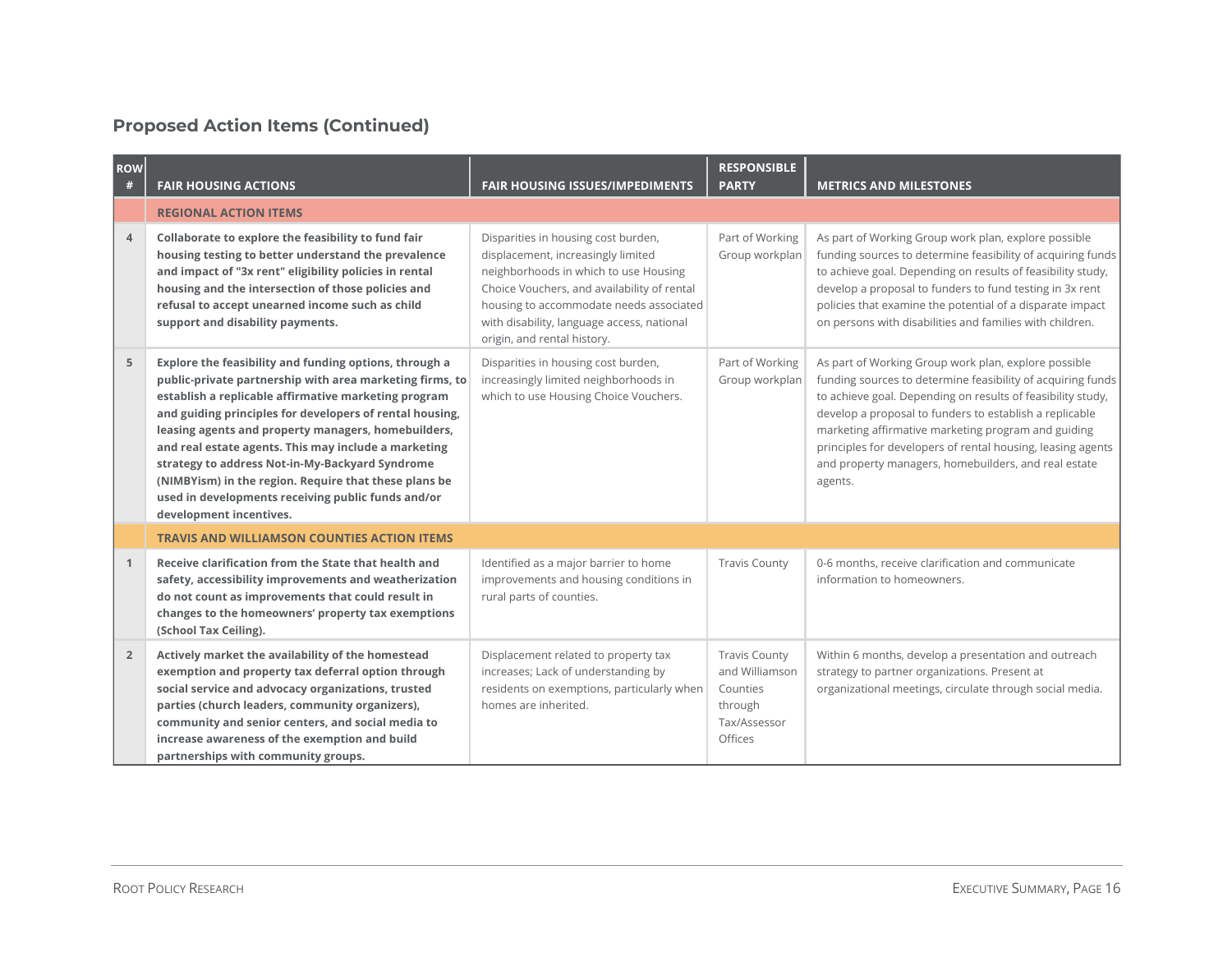## Proposed Action Items (Continued)

| ROW # | FAIR HOUSING ACTIONS | FAIR HOUSING ISSUES/IMPEDIMENTS | RESPONSIBLE PARTY | METRICS AND MILESTONES |
|---|---|---|---|---|
| | **REGIONAL ACTION ITEMS** | | | |
| 4 | **Collaborate to explore the feasibility to fund fair housing testing to better understand the prevalence and impact of "3x rent" eligibility policies in rental housing and the intersection of those policies and refusal to accept unearned income such as child support and disability payments.** | Disparities in housing cost burden, displacement, increasingly limited neighborhoods in which to use Housing Choice Vouchers, and availability of rental housing to accommodate needs associated with disability, language access, national origin, and rental history. | Part of Working Group workplan | As part of Working Group work plan, explore possible funding sources to determine feasibility of acquiring funds to achieve goal. Depending on results of feasibility study, develop a proposal to funders to fund testing in 3x rent policies that examine the potential of a disparate impact on persons with disabilities and families with children. |
| 5 | **Explore the feasibility and funding options, through a public-private partnership with area marketing firms, to establish a replicable affirmative marketing program and guiding principles for developers of rental housing, leasing agents and property managers, homebuilders, and real estate agents. This may include a marketing strategy to address Not-in-My-Backyard Syndrome (NIMBYism) in the region. Require that these plans be used in developments receiving public funds and/or development incentives.** | Disparities in housing cost burden, increasingly limited neighborhoods in which to use Housing Choice Vouchers. | Part of Working Group workplan | As part of Working Group work plan, explore possible funding sources to determine feasibility of acquiring funds to achieve goal. Depending on results of feasibility study, develop a proposal to funders to establish a replicable marketing affirmative marketing program and guiding principles for developers of rental housing, leasing agents and property managers, homebuilders, and real estate agents. |
| | **TRAVIS AND WILLIAMSON COUNTIES ACTION ITEMS** | | | |
| 1 | **Receive clarification from the State that health and safety, accessibility improvements and weatherization do not count as improvements that could result in changes to the homeowners' property tax exemptions (School Tax Ceiling).** | Identified as a major barrier to home improvements and housing conditions in rural parts of counties. | Travis County | 0-6 months, receive clarification and communicate information to homeowners. |
| 2 | **Actively market the availability of the homestead exemption and property tax deferral option through social service and advocacy organizations, trusted parties (church leaders, community organizers), community and senior centers, and social media to increase awareness of the exemption and build partnerships with community groups.** | Displacement related to property tax increases; Lack of understanding by residents on exemptions, particularly when homes are inherited. | Travis County and Williamson Counties through Tax/Assessor Offices | Within 6 months, develop a presentation and outreach strategy to partner organizations. Present at organizational meetings, circulate through social media. |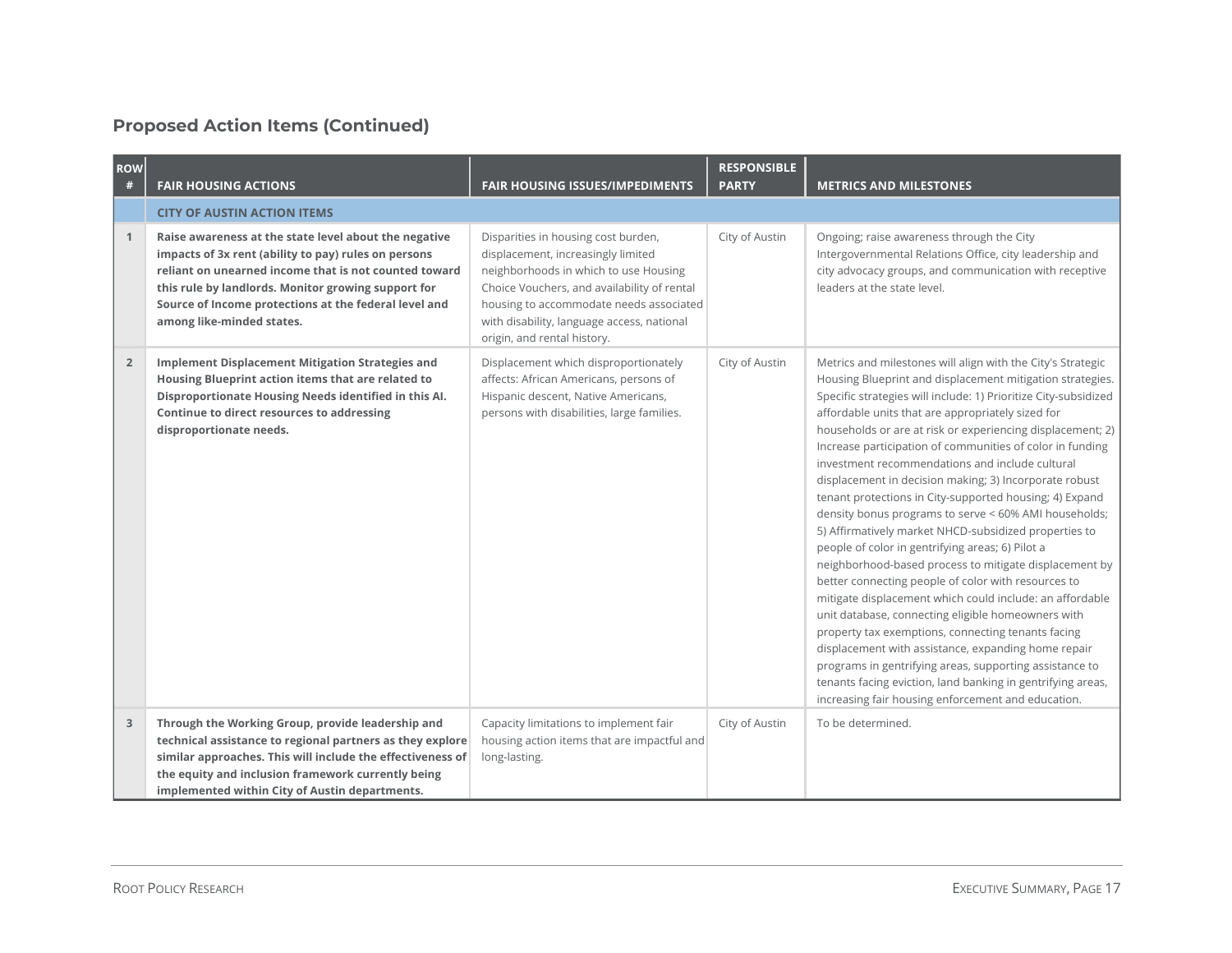## Proposed Action Items (Continued)

| ROW # | FAIR HOUSING ACTIONS | FAIR HOUSING ISSUES/IMPEDIMENTS | RESPONSIBLE PARTY | METRICS AND MILESTONES |
|---|---|---|---|---|
| | **CITY OF AUSTIN ACTION ITEMS** | | | |
| 1 | **Raise awareness at the state level about the negative impacts of 3x rent (ability to pay) rules on persons reliant on unearned income that is not counted toward this rule by landlords. Monitor growing support for Source of Income protections at the federal level and among like-minded states.** | Disparities in housing cost burden, displacement, increasingly limited neighborhoods in which to use Housing Choice Vouchers, and availability of rental housing to accommodate needs associated with disability, language access, national origin, and rental history. | City of Austin | Ongoing; raise awareness through the City Intergovernmental Relations Office, city leadership and city advocacy groups, and communication with receptive leaders at the state level. |
| 2 | **Implement Displacement Mitigation Strategies and Housing Blueprint action items that are related to Disproportionate Housing Needs identified in this AI. Continue to direct resources to addressing disproportionate needs.** | Displacement which disproportionately affects: African Americans, persons of Hispanic descent, Native Americans, persons with disabilities, large families. | City of Austin | Metrics and milestones will align with the City's Strategic Housing Blueprint and displacement mitigation strategies. Specific strategies will include: 1) Prioritize City-subsidized affordable units that are appropriately sized for households or are at risk or experiencing displacement; 2) Increase participation of communities of color in funding investment recommendations and include cultural displacement in decision making; 3) Incorporate robust tenant protections in City-supported housing; 4) Expand density bonus programs to serve < 60% AMI households; 5) Affirmatively market NHCD-subsidized properties to people of color in gentrifying areas; 6) Pilot a neighborhood-based process to mitigate displacement by better connecting people of color with resources to mitigate displacement which could include: an affordable unit database, connecting eligible homeowners with property tax exemptions, connecting tenants facing displacement with assistance, expanding home repair programs in gentrifying areas, supporting assistance to tenants facing eviction, land banking in gentrifying areas, increasing fair housing enforcement and education. |
| 3 | **Through the Working Group, provide leadership and technical assistance to regional partners as they explore similar approaches. This will include the effectiveness of the equity and inclusion framework currently being implemented within City of Austin departments.** | Capacity limitations to implement fair housing action items that are impactful and long-lasting. | City of Austin | To be determined. |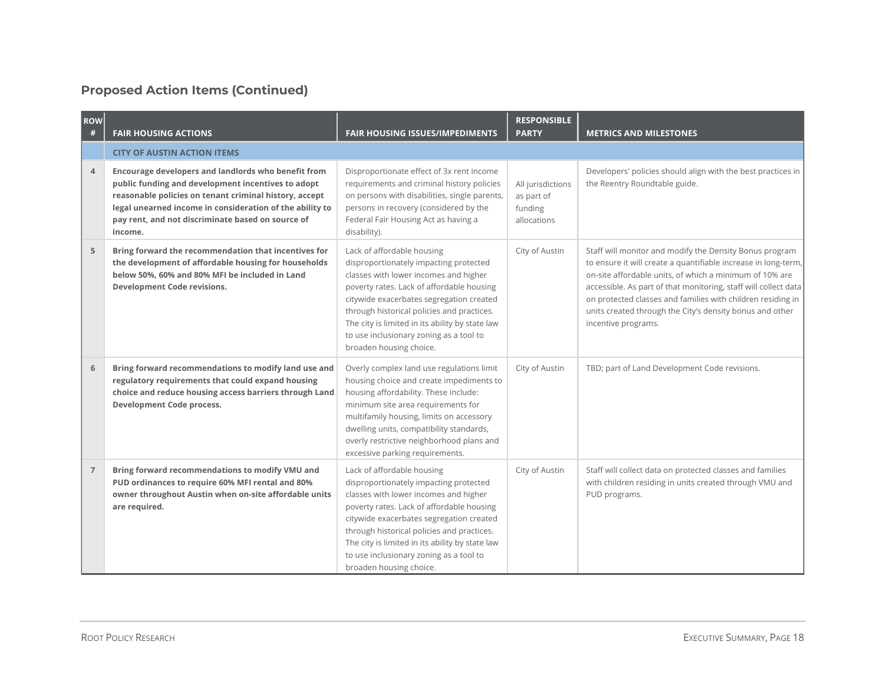## Proposed Action Items (Continued)

| ROW # | FAIR HOUSING ACTIONS | FAIR HOUSING ISSUES/IMPEDIMENTS | RESPONSIBLE PARTY | METRICS AND MILESTONES |
|---|---|---|---|---|
| | **CITY OF AUSTIN ACTION ITEMS** | | | |
| 4 | **Encourage developers and landlords who benefit from public funding and development incentives to adopt reasonable policies on tenant criminal history, accept legal unearned income in consideration of the ability to pay rent, and not discriminate based on source of income.** | Disproportionate effect of 3x rent income requirements and criminal history policies on persons with disabilities, single parents, persons in recovery (considered by the Federal Fair Housing Act as having a disability). | All jurisdictions as part of funding allocations | Developers' policies should align with the best practices in the Reentry Roundtable guide. |
| 5 | **Bring forward the recommendation that incentives for the development of affordable housing for households below 50%, 60% and 80% MFI be included in Land Development Code revisions.** | Lack of affordable housing disproportionately impacting protected classes with lower incomes and higher poverty rates. Lack of affordable housing citywide exacerbates segregation created through historical policies and practices. The city is limited in its ability by state law to use inclusionary zoning as a tool to broaden housing choice. | City of Austin | Staff will monitor and modify the Density Bonus program to ensure it will create a quantifiable increase in long-term, on-site affordable units, of which a minimum of 10% are accessible. As part of that monitoring, staff will collect data on protected classes and families with children residing in units created through the City's density bonus and other incentive programs. |
| 6 | **Bring forward recommendations to modify land use and regulatory requirements that could expand housing choice and reduce housing access barriers through Land Development Code process.** | Overly complex land use regulations limit housing choice and create impediments to housing affordability. These include: minimum site area requirements for multifamily housing, limits on accessory dwelling units, compatibility standards, overly restrictive neighborhood plans and excessive parking requirements. | City of Austin | TBD; part of Land Development Code revisions. |
| 7 | **Bring forward recommendations to modify VMU and PUD ordinances to require 60% MFI rental and 80% owner throughout Austin when on-site affordable units are required.** | Lack of affordable housing disproportionately impacting protected classes with lower incomes and higher poverty rates. Lack of affordable housing citywide exacerbates segregation created through historical policies and practices. The city is limited in its ability by state law to use inclusionary zoning as a tool to broaden housing choice. | City of Austin | Staff will collect data on protected classes and families with children residing in units created through VMU and PUD programs. |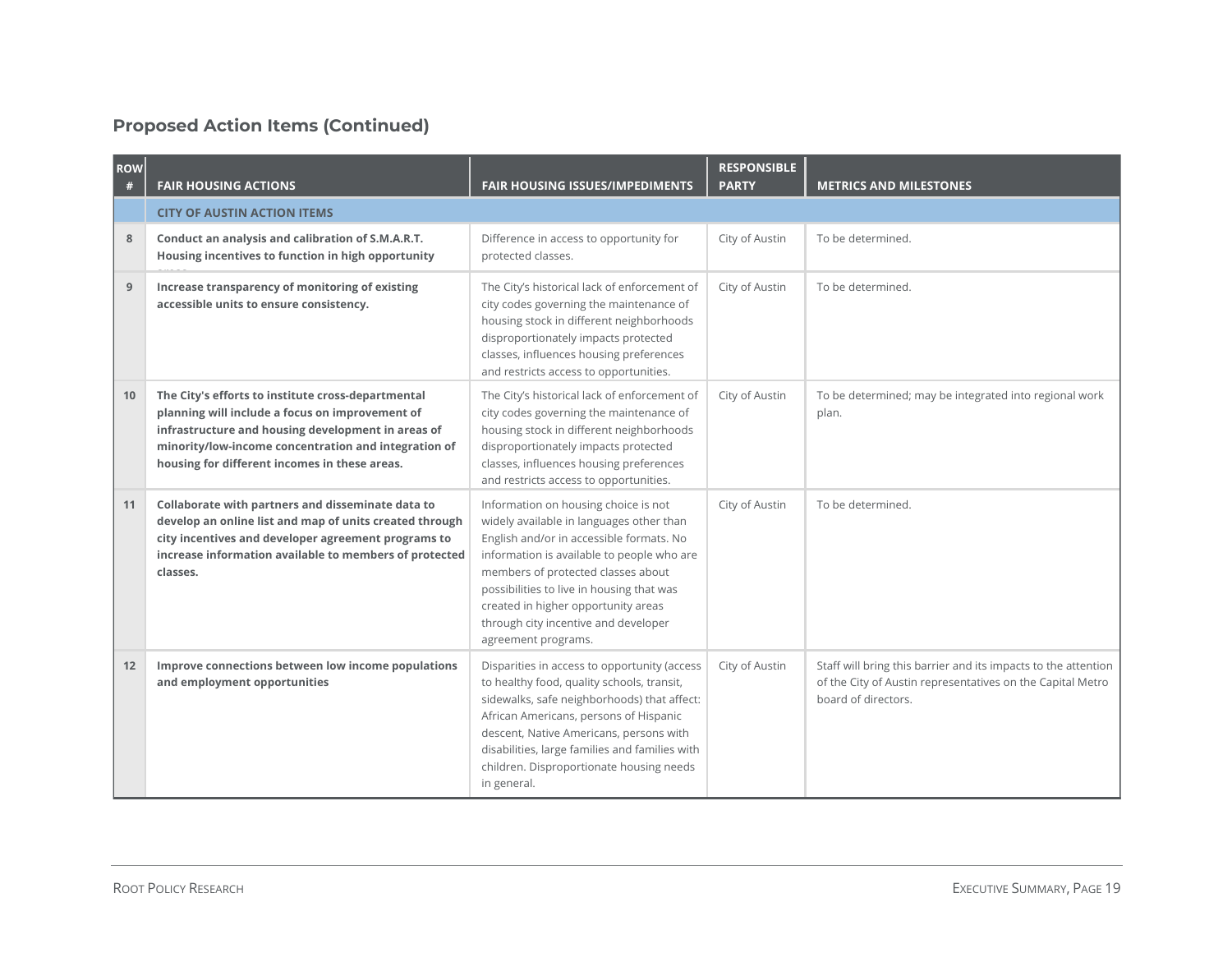## Proposed Action Items (Continued)

| ROW # | FAIR HOUSING ACTIONS | FAIR HOUSING ISSUES/IMPEDIMENTS | RESPONSIBLE PARTY | METRICS AND MILESTONES |
|---|---|---|---|---|
| | **CITY OF AUSTIN ACTION ITEMS** | | | |
| 8 | **Conduct an analysis and calibration of S.M.A.R.T. Housing incentives to function in high opportunity areas** | Difference in access to opportunity for protected classes. | City of Austin | To be determined. |
| 9 | **Increase transparency of monitoring of existing accessible units to ensure consistency.** | The City's historical lack of enforcement of city codes governing the maintenance of housing stock in different neighborhoods disproportionately impacts protected classes, influences housing preferences and restricts access to opportunities. | City of Austin | To be determined. |
| 10 | **The City's efforts to institute cross-departmental planning will include a focus on improvement of infrastructure and housing development in areas of minority/low-income concentration and integration of housing for different incomes in these areas.** | The City's historical lack of enforcement of city codes governing the maintenance of housing stock in different neighborhoods disproportionately impacts protected classes, influences housing preferences and restricts access to opportunities. | City of Austin | To be determined; may be integrated into regional work plan. |
| 11 | **Collaborate with partners and disseminate data to develop an online list and map of units created through city incentives and developer agreement programs to increase information available to members of protected classes.** | Information on housing choice is not widely available in languages other than English and/or in accessible formats. No information is available to people who are members of protected classes about possibilities to live in housing that was created in higher opportunity areas through city incentive and developer agreement programs. | City of Austin | To be determined. |
| 12 | **Improve connections between low income populations and employment opportunities** | Disparities in access to opportunity (access to healthy food, quality schools, transit, sidewalks, safe neighborhoods) that affect: African Americans, persons of Hispanic descent, Native Americans, persons with disabilities, large families and families with children. Disproportionate housing needs in general. | City of Austin | Staff will bring this barrier and its impacts to the attention of the City of Austin representatives on the Capital Metro board of directors. |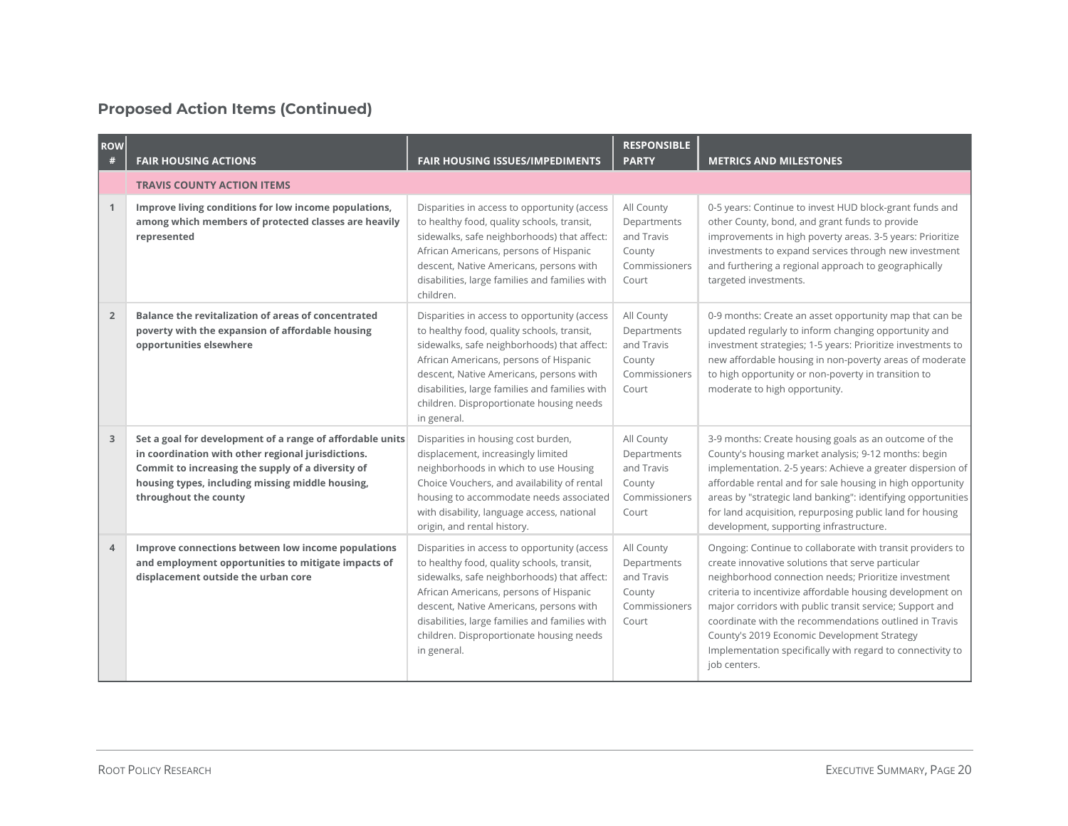## Proposed Action Items (Continued)

| ROW # | FAIR HOUSING ACTIONS | FAIR HOUSING ISSUES/IMPEDIMENTS | RESPONSIBLE PARTY | METRICS AND MILESTONES |
|---|---|---|---|---|
| | **TRAVIS COUNTY ACTION ITEMS** | | | |
| 1 | **Improve living conditions for low income populations, among which members of protected classes are heavily represented** | Disparities in access to opportunity (access to healthy food, quality schools, transit, sidewalks, safe neighborhoods) that affect: African Americans, persons of Hispanic descent, Native Americans, persons with disabilities, large families and families with children. | All County Departments and Travis County Commissioners Court | 0-5 years: Continue to invest HUD block-grant funds and other County, bond, and grant funds to provide improvements in high poverty areas. 3-5 years: Prioritize investments to expand services through new investment and furthering a regional approach to geographically targeted investments. |
| 2 | **Balance the revitalization of areas of concentrated poverty with the expansion of affordable housing opportunities elsewhere** | Disparities in access to opportunity (access to healthy food, quality schools, transit, sidewalks, safe neighborhoods) that affect: African Americans, persons of Hispanic descent, Native Americans, persons with disabilities, large families and families with children. Disproportionate housing needs in general. | All County Departments and Travis County Commissioners Court | 0-9 months: Create an asset opportunity map that can be updated regularly to inform changing opportunity and investment strategies; 1-5 years: Prioritize investments to new affordable housing in non-poverty areas of moderate to high opportunity or non-poverty in transition to moderate to high opportunity. |
| 3 | **Set a goal for development of a range of affordable units in coordination with other regional jurisdictions. Commit to increasing the supply of a diversity of housing types, including missing middle housing, throughout the county** | Disparities in housing cost burden, displacement, increasingly limited neighborhoods in which to use Housing Choice Vouchers, and availability of rental housing to accommodate needs associated with disability, language access, national origin, and rental history. | All County Departments and Travis County Commissioners Court | 3-9 months: Create housing goals as an outcome of the County's housing market analysis; 9-12 months: begin implementation. 2-5 years: Achieve a greater dispersion of affordable rental and for sale housing in high opportunity areas by "strategic land banking": identifying opportunities for land acquisition, repurposing public land for housing development, supporting infrastructure. |
| 4 | **Improve connections between low income populations and employment opportunities to mitigate impacts of displacement outside the urban core** | Disparities in access to opportunity (access to healthy food, quality schools, transit, sidewalks, safe neighborhoods) that affect: African Americans, persons of Hispanic descent, Native Americans, persons with disabilities, large families and families with children. Disproportionate housing needs in general. | All County Departments and Travis County Commissioners Court | Ongoing: Continue to collaborate with transit providers to create innovative solutions that serve particular neighborhood connection needs; Prioritize investment criteria to incentivize affordable housing development on major corridors with public transit service; Support and coordinate with the recommendations outlined in Travis County's 2019 Economic Development Strategy Implementation specifically with regard to connectivity to job centers. |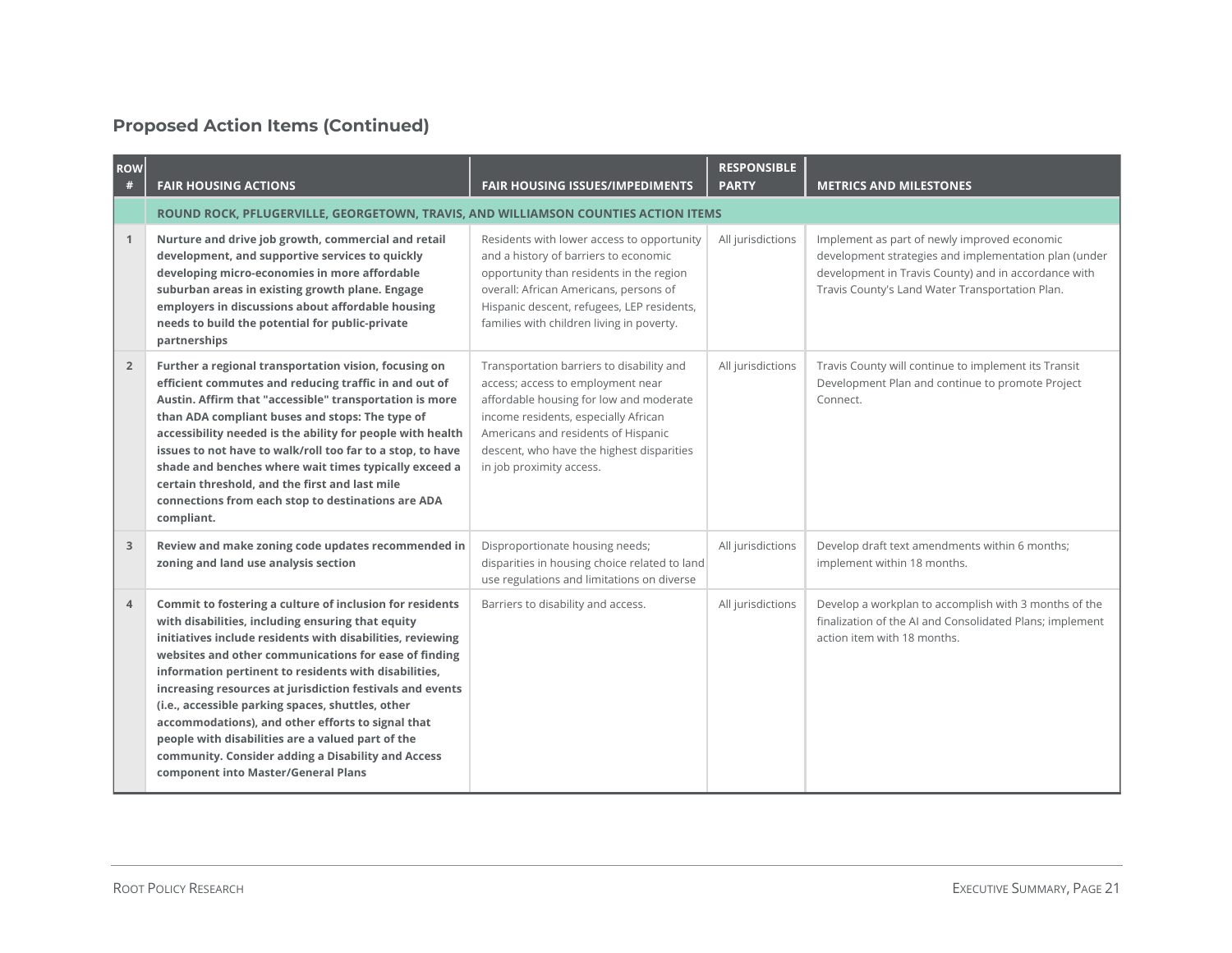## Proposed Action Items (Continued)

| ROW # | FAIR HOUSING ACTIONS | FAIR HOUSING ISSUES/IMPEDIMENTS | RESPONSIBLE PARTY | METRICS AND MILESTONES |
|---|---|---|---|---|
| | **ROUND ROCK, PFLUGERVILLE, GEORGETOWN, TRAVIS, AND WILLIAMSON COUNTIES ACTION ITEMS** | | | |
| 1 | **Nurture and drive job growth, commercial and retail development, and supportive services to quickly developing micro-economies in more affordable suburban areas in existing growth plane. Engage employers in discussions about affordable housing needs to build the potential for public-private partnerships** | Residents with lower access to opportunity and a history of barriers to economic opportunity than residents in the region overall: African Americans, persons of Hispanic descent, refugees, LEP residents, families with children living in poverty. | All jurisdictions | Implement as part of newly improved economic development strategies and implementation plan (under development in Travis County) and in accordance with Travis County's Land Water Transportation Plan. |
| 2 | **Further a regional transportation vision, focusing on efficient commutes and reducing traffic in and out of Austin. Affirm that "accessible" transportation is more than ADA compliant buses and stops: The type of accessibility needed is the ability for people with health issues to not have to walk/roll too far to a stop, to have shade and benches where wait times typically exceed a certain threshold, and the first and last mile connections from each stop to destinations are ADA compliant.** | Transportation barriers to disability and access; access to employment near affordable housing for low and moderate income residents, especially African Americans and residents of Hispanic descent, who have the highest disparities in job proximity access. | All jurisdictions | Travis County will continue to implement its Transit Development Plan and continue to promote Project Connect. |
| 3 | **Review and make zoning code updates recommended in zoning and land use analysis section** | Disproportionate housing needs; disparities in housing choice related to land use regulations and limitations on diverse | All jurisdictions | Develop draft text amendments within 6 months; implement within 18 months. |
| 4 | **Commit to fostering a culture of inclusion for residents with disabilities, including ensuring that equity initiatives include residents with disabilities, reviewing websites and other communications for ease of finding information pertinent to residents with disabilities, increasing resources at jurisdiction festivals and events (i.e., accessible parking spaces, shuttles, other accommodations), and other efforts to signal that people with disabilities are a valued part of the community. Consider adding a Disability and Access component into Master/General Plans** | Barriers to disability and access. | All jurisdictions | Develop a workplan to accomplish with 3 months of the finalization of the AI and Consolidated Plans; implement action item with 18 months. |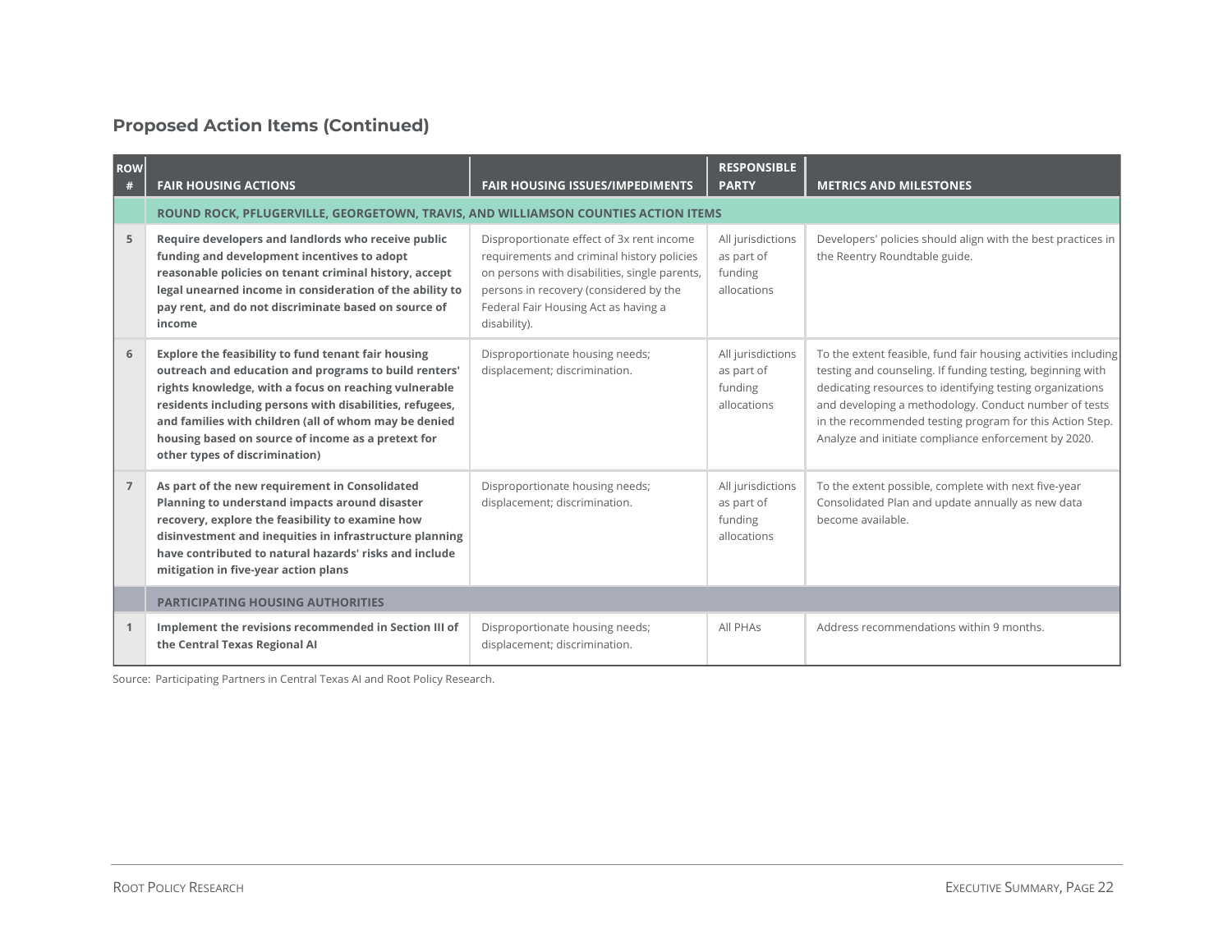## Proposed Action Items (Continued)

| ROW # | FAIR HOUSING ACTIONS | FAIR HOUSING ISSUES/IMPEDIMENTS | RESPONSIBLE PARTY | METRICS AND MILESTONES |
|---|---|---|---|---|
| | **ROUND ROCK, PFLUGERVILLE, GEORGETOWN, TRAVIS, AND WILLIAMSON COUNTIES ACTION ITEMS** | | | |
| 5 | **Require developers and landlords who receive public funding and development incentives to adopt reasonable policies on tenant criminal history, accept legal unearned income in consideration of the ability to pay rent, and do not discriminate based on source of income** | Disproportionate effect of 3x rent income requirements and criminal history policies on persons with disabilities, single parents, persons in recovery (considered by the Federal Fair Housing Act as having a disability). | All jurisdictions as part of funding allocations | Developers' policies should align with the best practices in the Reentry Roundtable guide. |
| 6 | **Explore the feasibility to fund tenant fair housing outreach and education and programs to build renters' rights knowledge, with a focus on reaching vulnerable residents including persons with disabilities, refugees, and families with children (all of whom may be denied housing based on source of income as a pretext for other types of discrimination)** | Disproportionate housing needs; displacement; discrimination. | All jurisdictions as part of funding allocations | To the extent feasible, fund fair housing activities including testing and counseling. If funding testing, beginning with dedicating resources to identifying testing organizations and developing a methodology. Conduct number of tests in the recommended testing program for this Action Step. Analyze and initiate compliance enforcement by 2020. |
| 7 | **As part of the new requirement in Consolidated Planning to understand impacts around disaster recovery, explore the feasibility to examine how disinvestment and inequities in infrastructure planning have contributed to natural hazards' risks and include mitigation in five-year action plans** | Disproportionate housing needs; displacement; discrimination. | All jurisdictions as part of funding allocations | To the extent possible, complete with next five-year Consolidated Plan and update annually as new data become available. |
| | **PARTICIPATING HOUSING AUTHORITIES** | | | |
| 1 | **Implement the revisions recommended in Section III of the Central Texas Regional AI** | Disproportionate housing needs; displacement; discrimination. | All PHAs | Address recommendations within 9 months. |

Source: Participating Partners in Central Texas AI and Root Policy Research.